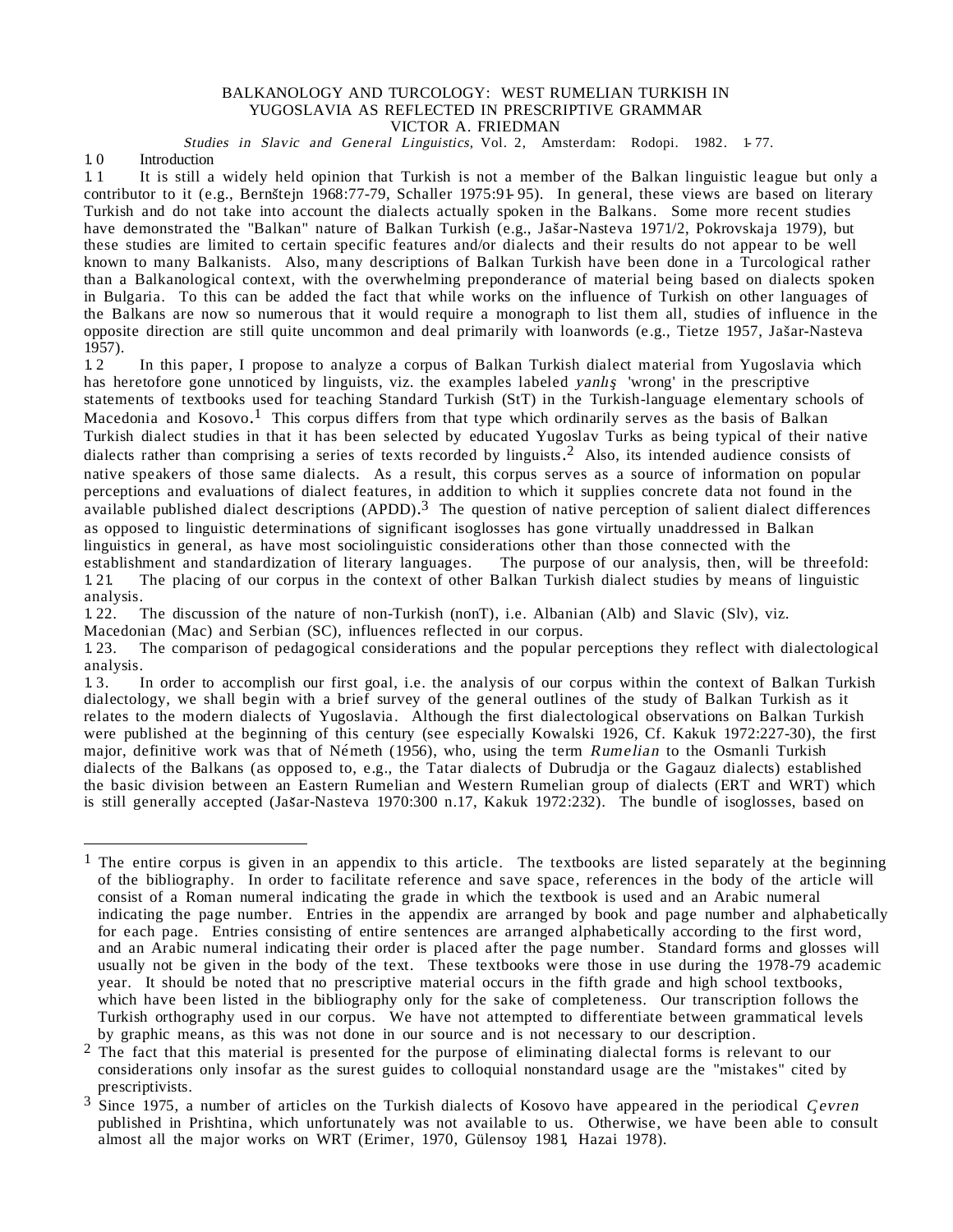# BALKANOLOGY AND TURCOLOGY: WEST RUMELIAN TURKISH IN YUGOSLAVIA AS REFLECTED IN PRESCRIPTIVE GRAMMAR

VICTOR A. FRIEDMAN

*Studies in Slavic and General Linguistics*, Vol. 2, Amsterdam: Rodopi. 1982. 1-77.

## 1.0 Introduction

1.1 It is still a widely held opinion that Turkish is not a member of the Balkan linguistic league but only a contributor to it (e.g., Bernštejn 1968:77-79, Schaller 1975:91-95). In general, these views are based on literary Turkish and do not take into account the dialects actually spoken in the Balkans. Some more recent studies have demonstrated the "Balkan" nature of Balkan Turkish (e.g., Jašar-Nasteva 1971/2, Pokrovskaja 1979), but these studies are limited to certain specific features and/or dialects and their results do not appear to be well known to many Balkanists. Also, many descriptions of Balkan Turkish have been done in a Turcological rather than a Balkanological context, with the overwhelming preponderance of material being based on dialects spoken in Bulgaria. To this can be added the fact that while works on the influence of Turkish on other languages of the Balkans are now so numerous that it would require a monograph to list them all, studies of influence in the opposite direction are still quite uncommon and deal primarily with loanwords (e.g., Tietze 1957, Jašar-Nasteva 1957).

1.2 In this paper, I propose to analyze a corpus of Balkan Turkish dialect material from Yugoslavia which has heretofore gone unnoticed by linguists, viz. the examples labeled *yanlış* 'wrong' in the prescriptive statements of textbooks used for teaching Standard Turkish (StT) in the Turkish-language elementary schools of Macedonia and Kosovo.[1] This corpus differs from that type which ordinarily serves as the basis of Balkan Turkish dialect studies in that it has been selected by educated Yugoslav Turks as being typical of their native dialects rather than comprising a series of texts recorded by linguists.[2] Also, its intended audience consists of native speakers of those same dialects. As a result, this corpus serves as a source of information on popular perceptions and evaluations of dialect features, in addition to which it supplies concrete data not found in the available published dialect descriptions (APDD).[3] The question of native perception of salient dialect differences as opposed to linguistic determinations of significant isoglosses has gone virtually unaddressed in Balkan linguistics in general, as have most sociolinguistic considerations other than those connected with the establishment and standardization of literary languages. The purpose of our analysis, then, will be threefold:

1.21. The placing of our corpus in the context of other Balkan Turkish dialect studies by means of linguistic analysis.

1.22. The discussion of the nature of non-Turkish (nonT), i.e. Albanian (Alb) and Slavic (Slv), viz. Macedonian (Mac) and Serbian (SC), influences reflected in our corpus.

1.23. The comparison of pedagogical considerations and the popular perceptions they reflect with dialectological analysis.

1.3. In order to accomplish our first goal, i.e. the analysis of our corpus within the context of Balkan Turkish dialectology, we shall begin with a brief survey of the general outlines of the study of Balkan Turkish as it relates to the modern dialects of Yugoslavia. Although the first dialectological observations on Balkan Turkish were published at the beginning of this century (see especially Kowalski 1926, Cf. Kakuk 1972:227-30), the first major, definitive work was that of Németh (1956), who, using the term *Rumelian* to the Osmanli Turkish dialects of the Balkans (as opposed to, e.g., the Tatar dialects of Dubrudja or the Gagauz dialects) established the basic division between an Eastern Rumelian and Western Rumelian group of dialects (ERT and WRT) which is still generally accepted (Jašar-Nasteva 1970:300 n.17, Kakuk 1972:232). The bundle of isoglosses, based on

---

[1] The entire corpus is given in an appendix to this article. The textbooks are listed separately at the beginning of the bibliography. In order to facilitate reference and save space, references in the body of the article will consist of a Roman numeral indicating the grade in which the textbook is used and an Arabic numeral indicating the page number. Entries in the appendix are arranged by book and page number and alphabetically for each page. Entries consisting of entire sentences are arranged alphabetically according to the first word, and an Arabic numeral indicating their order is placed after the page number. Standard forms and glosses will usually not be given in the body of the text. These textbooks were those in use during the 1978-79 academic year. It should be noted that no prescriptive material occurs in the fifth grade and high school textbooks, which have been listed in the bibliography only for the sake of completeness. Our transcription follows the Turkish orthography used in our corpus. We have not attempted to differentiate between grammatical levels by graphic means, as this was not done in our source and is not necessary to our description.

[2] The fact that this material is presented for the purpose of eliminating dialectal forms is relevant to our considerations only insofar as the surest guides to colloquial nonstandard usage are the "mistakes" cited by prescriptivists.

[3] Since 1975, a number of articles on the Turkish dialects of Kosovo have appeared in the periodical *Çevren* published in Prishtina, which unfortunately was not available to us. Otherwise, we have been able to consult almost all the major works on WRT (Erimer, 1970, Gülensoy 1981, Hazai 1978).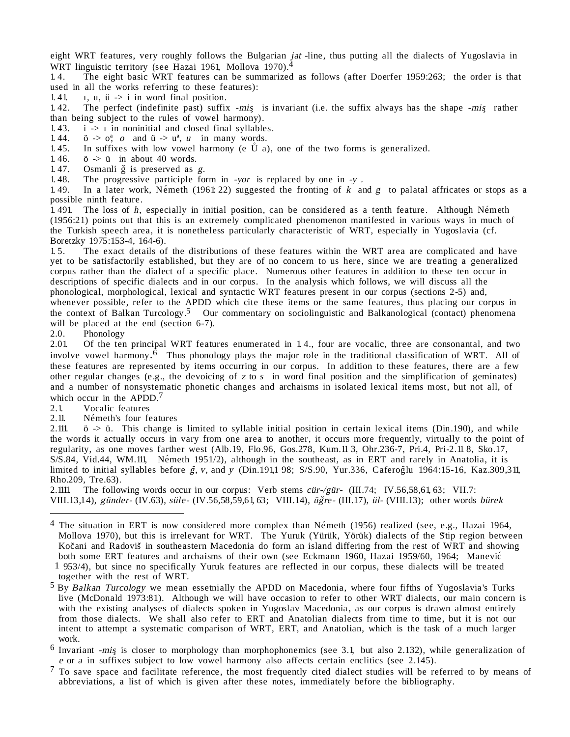eight WRT features, very roughly follows the Bulgarian *jat* -line, thus putting all the dialects of Yugoslavia in WRT linguistic territory (see Hazai 1961, Mollova 1970).[4]

1.4. The eight basic WRT features can be summarized as follows (after Doerfer 1959:263; the order is that used in all the works referring to these features):

1.41. ı, u, ü -> i in word final position.

1.42. The perfect (indefinite past) suffix *-miş* is invariant (i.e. the suffix always has the shape *-miş* rather than being subject to the rules of vowel harmony).

1.43. i -> ı in noninitial and closed final syllables.

1.44. ö -> oª, *o* and ü -> uª, *u* in many words.

1.45. In suffixes with low vowel harmony (e Ů a), one of the two forms is generalized.

1.46. ö -> ü in about 40 words.

1.47. Osmanli ğ is preserved as *g*.

1.48. The progressive participle form in *-yor* is replaced by one in *-y* .

1.49. In a later work, Németh (1961:22) suggested the fronting of *k* and *g* to palatal affricates or stops as a possible ninth feature.

1.491. The loss of *h*, especially in initial position, can be considered as a tenth feature. Although Németh (1956:21) points out that this is an extremely complicated phenomenon manifested in various ways in much of the Turkish speech area, it is nonetheless particularly characteristic of WRT, especially in Yugoslavia (cf. Boretzky 1975:153-4, 164-6).

1.5. The exact details of the distributions of these features within the WRT area are complicated and have yet to be satisfactorily established, but they are of no concern to us here, since we are treating a generalized corpus rather than the dialect of a specific place. Numerous other features in addition to these ten occur in descriptions of specific dialects and in our corpus. In the analysis which follows, we will discuss all the phonological, morphological, lexical and syntactic WRT features present in our corpus (sections 2-5) and, whenever possible, refer to the APDD which cite these items or the same features, thus placing our corpus in the context of Balkan Turcology.[5] Our commentary on sociolinguistic and Balkanological (contact) phenomena will be placed at the end (section 6-7).

## 2.0. Phonology

2.01. Of the ten principal WRT features enumerated in 1.4., four are vocalic, three are consonantal, and two involve vowel harmony.[6] Thus phonology plays the major role in the traditional classification of WRT. All of these features are represented by items occurring in our corpus. In addition to these features, there are a few other regular changes (e.g., the devoicing of *z* to *s* in word final position and the simplification of geminates) and a number of nonsystematic phonetic changes and archaisms in isolated lexical items most, but not all, of which occur in the APDD.[7]

### 2.1. Vocalic features

#### 2.11. Németh's four features

2.111. ö -> ü. This change is limited to syllable initial position in certain lexical items (Din.190), and while the words it actually occurs in vary from one area to another, it occurs more frequently, virtually to the point of regularity, as one moves farther west (Alb.19, Flo.96, Gos.278, Kum.113, Ohr.236-7, Pri.4, Pri-2.118, Sko.17, S/S.84, Vid.44, WM.111, Németh 1951/2), although in the southeast, as in ERT and rarely in Anatolia, it is limited to initial syllables before *ğ*, *v*, and *y* (Din.191,198; S/S.90, Yur.336, Caferoğlu 1964:15-16, Kaz.309,311, Rho.209, Tre.63).

2.1111. The following words occur in our corpus: Verb stems *cür-/gür-* (III.74; IV.56,58,61,63; VII.7: VIII.13,14), *günder-* (IV.63), *süle-* (IV.56,58,59,61,63; VIII.14), *üğre-* (III.17), *ül-* (VIII.13); other words *bürek*

---

[4] The situation in ERT is now considered more complex than Németh (1956) realized (see, e.g., Hazai 1964, Mollova 1970), but this is irrelevant for WRT. The Yuruk (Yürük, Yörük) dialects of the Štip region between Kočani and Radoviš in southeastern Macedonia do form an island differing from the rest of WRT and showing both some ERT features and archaisms of their own (see Eckmann 1960, Hazai 1959/60, 1964; Manević 1953/4), but since no specifically Yuruk features are reflected in our corpus, these dialects will be treated together with the rest of WRT.

[5] By *Balkan Turcology* we mean essetnially the APDD on Macedonia, where four fifths of Yugoslavia's Turks live (McDonald 1973:81). Although we will have occasion to refer to other WRT dialects, our main concern is with the existing analyses of dialects spoken in Yugoslav Macedonia, as our corpus is drawn almost entirely from those dialects. We shall also refer to ERT and Anatolian dialects from time to time, but it is not our intent to attempt a systematic comparison of WRT, ERT, and Anatolian, which is the task of a much larger work.

[6] Invariant *-miş* is closer to morphology than morphophonemics (see 3.1, but also 2.132), while generalization of *e* or *a* in suffixes subject to low vowel harmony also affects certain enclitics (see 2.145).

[7] To save space and facilitate reference, the most frequently cited dialect studies will be referred to by means of abbreviations, a list of which is given after these notes, immediately before the bibliography.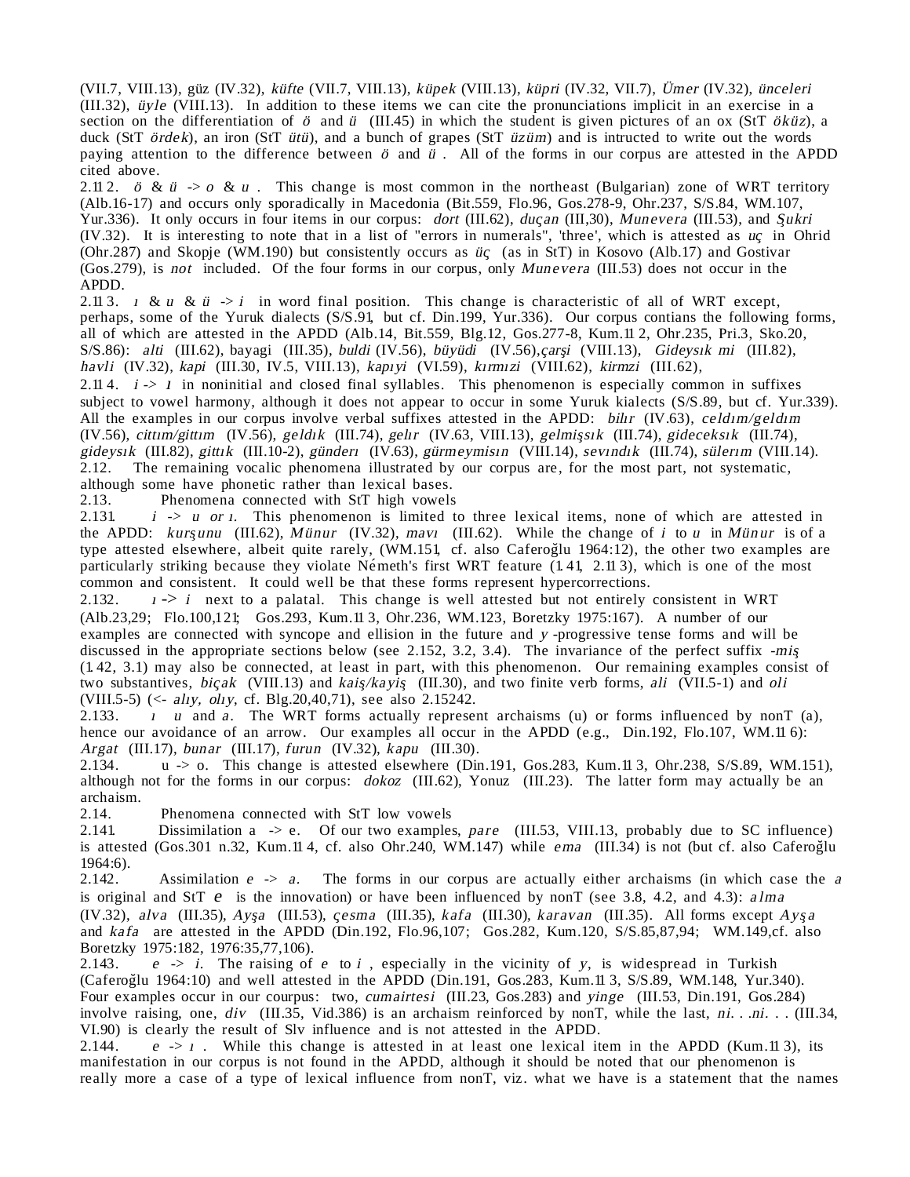(VII.7, VIII.13), güz (IV.32), *küfte* (VII.7, VIII.13), *küpek* (VIII.13), *küpri* (IV.32, VII.7), *Ümer* (IV.32), *ünceleri* (III.32), *üyle* (VIII.13). In addition to these items we can cite the pronunciations implicit in an exercise in a section on the differentiation of *ö* and *ü* (III.45) in which the student is given pictures of an ox (StT *öküz*), a duck (StT *ördek*), an iron (StT *ütü*), and a bunch of grapes (StT *üzüm*) and is intructed to write out the words paying attention to the difference between *ö* and *ü* . All of the forms in our corpus are attested in the APDD cited above.

2.112. *ö* & *ü* -> *o* & *u* . This change is most common in the northeast (Bulgarian) zone of WRT territory (Alb.16-17) and occurs only sporadically in Macedonia (Bit.559, Flo.96, Gos.278-9, Ohr.237, S/S.84, WM.107, Yur.336). It only occurs in four items in our corpus: *dort* (III.62), *duçan* (III,30), *Munevera* (III.53), and *Şukri* (IV.32). It is interesting to note that in a list of "errors in numerals", 'three', which is attested as *uç* in Ohrid (Ohr.287) and Skopje (WM.190) but consistently occurs as *üç* (as in StT) in Kosovo (Alb.17) and Gostivar (Gos.279), is *not* included. Of the four forms in our corpus, only *Munevera* (III.53) does not occur in the APDD.

2.113. *ı* & *u* & *ü* -> *i* in word final position. This change is characteristic of all of WRT except, perhaps, some of the Yuruk dialects (S/S.91, but cf. Din.199, Yur.336). Our corpus contians the following forms, all of which are attested in the APDD (Alb.14, Bit.559, Blg.12, Gos.277-8, Kum.112, Ohr.235, Pri.3, Sko.20, S/S.86): *alti* (III.62), *bayagi* (III.35), *buldi* (IV.56), *büyüdi* (IV.56), *çarşi* (VIII.13), *Gideysık mi* (III.82), *havli* (IV.32), *kapi* (III.30, IV.5, VIII.13), *kapıyi* (VI.59), *kırmızi* (VIII.62), *kirmzi* (III.62),

2.114. *i* -> *ı* in noninitial and closed final syllables. This phenomenon is especially common in suffixes subject to vowel harmony, although it does not appear to occur in some Yuruk kialects (S/S.89, but cf. Yur.339). All the examples in our corpus involve verbal suffixes attested in the APDD: *bilır* (IV.63), *celdım/geldım* (IV.56), *cittım/gittım* (IV.56), *geldık* (III.74), *gelır* (IV.63, VIII.13), *gelmişsık* (III.74), *gideceksık* (III.74), *gideysık* (III.82), *gittık* (III.10-2), *günderı* (IV.63), *gürmeymisın* (VIII.14), *sevındık* (III.74), *sülerım* (VIII.14).

2.12. The remaining vocalic phenomena illustrated by our corpus are, for the most part, not systematic, although some have phonetic rather than lexical bases.

2.13. Phenomena connected with StT high vowels

2.131. *i* -> *u* or *ı*. This phenomenon is limited to three lexical items, none of which are attested in the APDD: *kurşunu* (III.62), *Münur* (IV.32), *mavı* (III.62). While the change of *i* to *u* in *Münur* is of a type attested elsewhere, albeit quite rarely, (WM.151, cf. also Caferoğlu 1964:12), the other two examples are particularly striking because they violate Németh's first WRT feature (1.41, 2.113), which is one of the most common and consistent. It could well be that these forms represent hypercorrections.

2.132. *ı* -> *i* next to a palatal. This change is well attested but not entirely consistent in WRT (Alb.23,29; Flo.100,121; Gos.293, Kum.113, Ohr.236, WM.123, Boretzky 1975:167). A number of our examples are connected with syncope and ellision in the future and *y* -progressive tense forms and will be discussed in the appropriate sections below (see 2.152, 3.2, 3.4). The invariance of the perfect suffix *-miş* (1.42, 3.1) may also be connected, at least in part, with this phenomenon. Our remaining examples consist of two substantives, *biçak* (VIII.13) and *kaiş/kayiş* (III.30), and two finite verb forms, *ali* (VII.5-1) and *oli* (VIII.5-5) (<- *alıy, olıy*, cf. Blg.20,40,71), see also 2.15242.

2.133. *ı* *u* and *a*. The WRT forms actually represent archaisms (u) or forms influenced by nonT (a), hence our avoidance of an arrow. Our examples all occur in the APDD (e.g., Din.192, Flo.107, WM.116): *Argat* (III.17), *bunar* (III.17), *furun* (IV.32), *kapu* (III.30).

2.134. u -> o. This change is attested elsewhere (Din.191, Gos.283, Kum.113, Ohr.238, S/S.89, WM.151), although not for the forms in our corpus: *dokoz* (III.62), Yonuz (III.23). The latter form may actually be an archaism.

2.14. Phenomena connected with StT low vowels

2.141. Dissimilation a -> e. Of our two examples, *pare* (III.53, VIII.13, probably due to SC influence) is attested (Gos.301 n.32, Kum.114, cf. also Ohr.240, WM.147) while *ema* (III.34) is not (but cf. also Caferoğlu 1964:6).

2.142. Assimilation *e* -> *a*. The forms in our corpus are actually either archaisms (in which case the *a* is original and StT *e* is the innovation) or have been influenced by nonT (see 3.8, 4.2, and 4.3): *alma* (IV.32), *alva* (III.35), *Ayşa* (III.53), *çesma* (III.35), *kafa* (III.30), *karavan* (III.35). All forms except *Ayşa* and *kafa* are attested in the APDD (Din.192, Flo.96,107; Gos.282, Kum.120, S/S.85,87,94; WM.149,cf. also Boretzky 1975:182, 1976:35,77,106).

2.143. *e* -> *i*. The raising of *e* to *i* , especially in the vicinity of *y*, is widespread in Turkish (Caferoğlu 1964:10) and well attested in the APDD (Din.191, Gos.283, Kum.113, S/S.89, WM.148, Yur.340). Four examples occur in our courpus: two, *cumairtesi* (III.23, Gos.283) and *yinge* (III.53, Din.191, Gos.284) involve raising, one, *div* (III.35, Vid.386) is an archaism reinforced by nonT, while the last, *ni. . .ni. . .* (III.34, VI.90) is clearly the result of Slv influence and is not attested in the APDD.

2.144. *e* -> *ı* . While this change is attested in at least one lexical item in the APDD (Kum.113), its manifestation in our corpus is not found in the APDD, although it should be noted that our phenomenon is really more a case of a type of lexical influence from nonT, viz. what we have is a statement that the names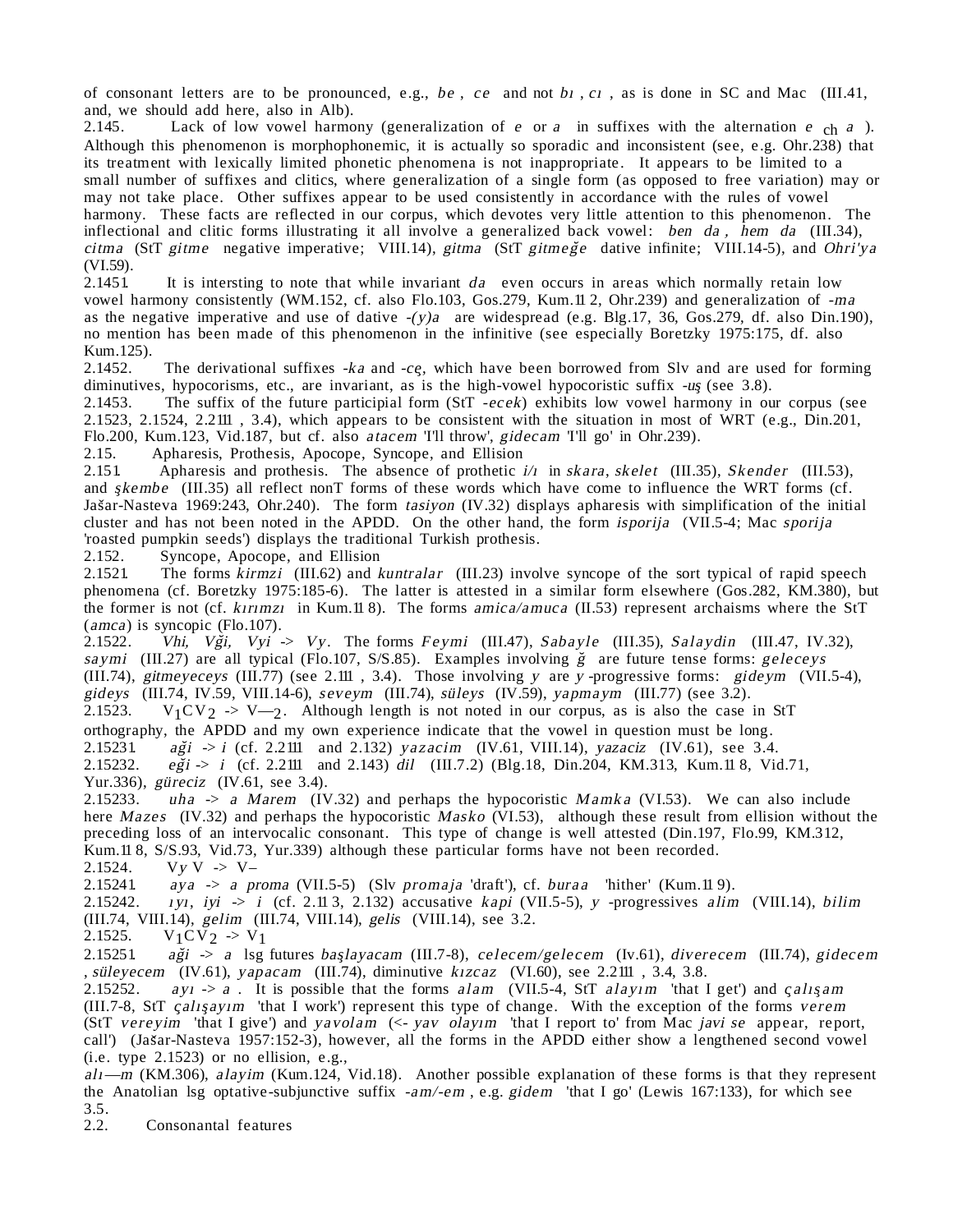of consonant letters are to be pronounced, e.g., *be* , *ce* and not *bı* , *cı* , as is done in SC and Mac (III.41, and, we should add here, also in Alb).

2.145. Lack of low vowel harmony (generalization of *e* or *a* in suffixes with the alternation *e* ch *a* ). Although this phenomenon is morphophonemic, it is actually so sporadic and inconsistent (see, e.g. Ohr.238) that its treatment with lexically limited phonetic phenomena is not inappropriate. It appears to be limited to a small number of suffixes and clitics, where generalization of a single form (as opposed to free variation) may or may not take place. Other suffixes appear to be used consistently in accordance with the rules of vowel harmony. These facts are reflected in our corpus, which devotes very little attention to this phenomenon. The inflectional and clitic forms illustrating it all involve a generalized back vowel: *ben da* , *hem da* (III.34), *citma* (StT *gitme* negative imperative; VIII.14), *gitma* (StT *gitmeğe* dative infinite; VIII.14-5), and *Ohri'ya* (VI.59).

2.1451. It is intersting to note that while invariant *da* even occurs in areas which normally retain low vowel harmony consistently (WM.152, cf. also Flo.103, Gos.279, Kum.11 2, Ohr.239) and generalization of *-ma* as the negative imperative and use of dative *-(y)a* are widespread (e.g. Blg.17, 36, Gos.279, df. also Din.190), no mention has been made of this phenomenon in the infinitive (see especially Boretzky 1975:175, df. also Kum.125).

2.1452. The derivational suffixes *-ka* and *-ce*, which have been borrowed from Slv and are used for forming diminutives, hypocorisms, etc., are invariant, as is the high-vowel hypocoristic suffix *-uş* (see 3.8).

2.1453. The suffix of the future participial form (StT *-ecek*) exhibits low vowel harmony in our corpus (see 2.1523, 2.1524, 2.2111 , 3.4), which appears to be consistent with the situation in most of WRT (e.g., Din.201, Flo.200, Kum.123, Vid.187, but cf. also *atacem* 'I'll throw', *gidecam* 'I'll go' in Ohr.239).

2.15. Apharesis, Prothesis, Apocope, Syncope, and Ellision

2.151. Apharesis and prothesis. The absence of prothetic *i/ı* in *skara*, *skelet* (III.35), *Skender* (III.53), and *şkembe* (III.35) all reflect nonT forms of these words which have come to influence the WRT forms (cf. Jašar-Nasteva 1969:243, Ohr.240). The form *tasiyon* (IV.32) displays apharesis with simplification of the initial cluster and has not been noted in the APDD. On the other hand, the form *isporija* (VII.5-4; Mac *sporija* 'roasted pumpkin seeds') displays the traditional Turkish prothesis.

2.152. Syncope, Apocope, and Ellision

2.1521. The forms *kirmzi* (III.62) and *kuntralar* (III.23) involve syncope of the sort typical of rapid speech phenomena (cf. Boretzky 1975:185-6). The latter is attested in a similar form elsewhere (Gos.282, KM.380), but the former is not (cf. *kırımzı* in Kum.11 8). The forms *amica/amuca* (II.53) represent archaisms where the StT (*amca*) is syncopic (Flo.107).

2.1522. *Vhi, Vği, Vyi* -> *Vy*. The forms *Feymi* (III.47), *Sabayle* (III.35), *Salaydin* (III.47, IV.32), *saymi* (III.27) are all typical (Flo.107, S/S.85). Examples involving *ğ* are future tense forms: *geleceys* (III.74), *gitmeyeceys* (III.77) (see 2.111 , 3.4). Those involving *y* are *y* -progressive forms: *gideym* (VII.5-4), *gideys* (III.74, IV.59, VIII.14-6), *seveym* (III.74), *süleys* (IV.59), *yapmaym* (III.77) (see 3.2).

2.1523. $V_1CV_2$ -> V—$_2$. Although length is not noted in our corpus, as is also the case in StT orthography, the APDD and my own experience indicate that the vowel in question must be long.

2.15231. *aği* -> *i* (cf. 2.2111 and 2.132) *yazacim* (IV.61, VIII.14), *yazaciz* (IV.61), see 3.4.

2.15232. *eği* -> *i* (cf. 2.2111 and 2.143) *dil* (III.7.2) (Blg.18, Din.204, KM.313, Kum.11 8, Vid.71, Yur.336), *güreciz* (IV.61, see 3.4).

2.15233. *uha* -> *a* *Marem* (IV.32) and perhaps the hypocoristic *Mamka* (VI.53). We can also include here *Mazes* (IV.32) and perhaps the hypocoristic *Masko* (VI.53), although these result from ellision without the preceding loss of an intervocalic consonant. This type of change is well attested (Din.197, Flo.99, KM.312, Kum.11 8, S/S.93, Vid.73, Yur.339) although these particular forms have not been recorded.

2.1524. V*y*V -> V–

2.15241. *aya* -> *a* *proma* (VII.5-5) (Slv *promaja* 'draft'), cf. *buraa* 'hither' (Kum.11 9).

2.15242. *ıyı*, *iyi* -> *i* (cf. 2.11 3, 2.132) accusative *kapi* (VII.5-5), *y* -progressives *alim* (VIII.14), *bilim* (III.74, VIII.14), *gelim* (III.74, VIII.14), *gelis* (VIII.14), see 3.2.

2.1525. $V_1CV_2$ -> $V_1$

2.15251. *aği* -> *a* lsg futures *başlayacam* (III.7-8), *celecem/gelecem* (Iv.61), *diverecem* (III.74), *gidecem* , *süleyecem* (IV.61), *yapacam* (III.74), diminutive *kızcaz* (VI.60), see 2.2111 , 3.4, 3.8.

2.15252. *ayı* -> *a* . It is possible that the forms *alam* (VII.5-4, StT *alayım* 'that I get') and *çalışam* (III.7-8, StT *çalışayım* 'that I work') represent this type of change. With the exception of the forms *verem* (StT *vereyim* 'that I give') and *yavolam* (<- *yav olayım* 'that I report to' from Mac *javi se* appear, report, call') (Jašar-Nasteva 1957:152-3), however, all the forms in the APDD either show a lengthened second vowel (i.e. type 2.1523) or no ellision, e.g., *alı—m* (KM.306), *alayim* (Kum.124, Vid.18). Another possible explanation of these forms is that they represent the Anatolian lsg optative-subjunctive suffix *-am/-em* , e.g. *gidem* 'that I go' (Lewis 167:133), for which see 3.5.

2.2. Consonantal features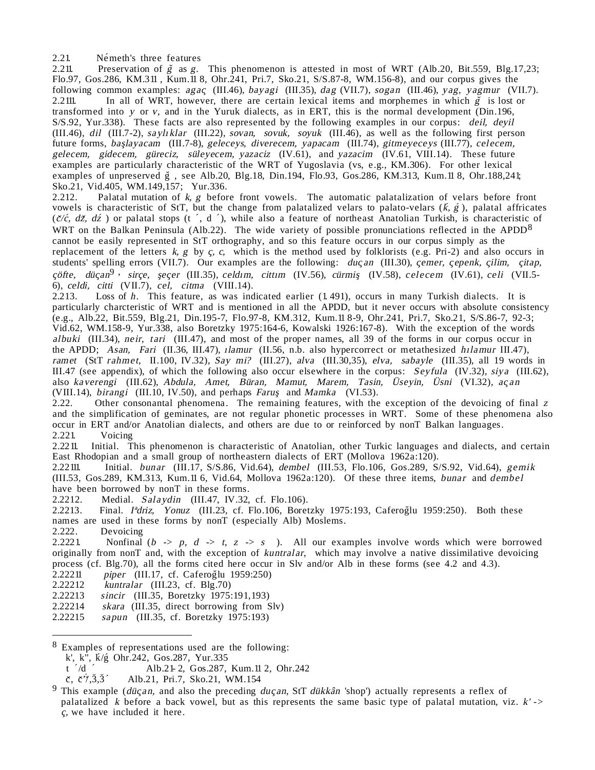2.21. Németh's three features

2.211. Preservation of *ğ* as *g*. This phenomenon is attested in most of WRT (Alb.20, Bit.559, Blg.17,23; Flo.97, Gos.286, KM.311 , Kum.11 8, Ohr.241, Pri.7, Sko.21, S/S.87-8, WM.156-8), and our corpus gives the following common examples: *agaç* (III.46), *bayagi* (III.35), *dag* (VII.7), *sogan* (III.46), *yag, yagmur* (VII.7).

2.2111. In all of WRT, however, there are certain lexical items and morphemes in which *ğ* is lost or transformed into *y* or *v*, and in the Yuruk dialects, as in ERT, this is the normal development (Din.196, S/S.92, Yur.338). These facts are also represented by the following examples in our corpus: *deil, deyil* (III.46), *dil* (III.7-2), *saylıklar* (III.22), *sovan, sovuk, soyuk* (III.46), as well as the following first person future forms, *başlayacam* (III.7-8), *geleceys, diverecem, yapacam* (III.74), *gitmeyeceys* (III.77), *celecem, gelecem, gidecem, güreciz, süleyecem, yazaciz* (IV.61), and *yazacim* (IV.61, VIII.14). These future examples are particularly characteristic of the WRT of Yugoslavia (vs, e.g., KM.306). For other lexical examples of unpreserved ğ , see Alb.20, Blg.18, Din.194, Flo.93, Gos.286, KM.313, Kum.11 8, Ohr.188,241; Sko.21, Vid.405, WM.149,157; Yur.336.

2.212. Palatal mutation of *k, g* before front vowels. The automatic palatalization of velars before front vowels is characteristic of StT, but the change from palatalized velars to palato-velars (*ḱ, ǵ*), palatal affricates (*č/ć, dž, dź* ) or palatal stops (t ´, d ´), while also a feature of northeast Anatolian Turkish, is characteristic of WRT on the Balkan Peninsula (Alb.22). The wide variety of possible pronunciations reflected in the APDD[8] cannot be easily represented in StT orthography, and so this feature occurs in our corpus simply as the replacement of the letters *k, g* by *ç, c,* which is the method used by folklorists (e.g. Pri-2) and also occurs in students' spelling errors (VII.7). Our examples are the following: *duçan* (III.30), *çemer, çepenk, çilim, çitap, çöfte, düçan*[9]*, sirçe, şeçer* (III.35), *celdım, cittım* (IV.56), *cürmiş* (IV.58), *celecem* (IV.61), *celi* (VII.5-6), *celdi, citti* (VII.7), *cel, citma* (VIII.14).

2.213. Loss of *h*. This feature, as was indicated earlier (1.491), occurs in many Turkish dialects. It is particularly charcteristic of WRT and is mentioned in all the APDD, but it never occurs with absolute consistency (e.g., Alb.22, Bit.559, Blg.21, Din.195-7, Flo.97-8, KM.312, Kum.11 8-9, Ohr.241, Pri.7, Sko.21, S/S.86-7, 92-3; Vid.62, WM.158-9, Yur.338, also Boretzky 1975:164-6, Kowalski 1926:167-8). With the exception of the words *albuki* (III.34), *neir, tari* (III.47), and most of the proper names, all 39 of the forms in our corpus occur in the APDD; *Asan, Fari* (II.36, III.47), *ılamur* (II.56, n.b. also hypercorrect or metathesized *hılamur* III.47), *ramet* (StT *rahmet*, II.100, IV.32), *Say mi?* (III.27), *alva* (III.30,35), *elva, sabayle* (III.35), all 19 words in III.47 (see appendix), of which the following also occur elsewhere in the corpus: *Seyfula* (IV.32), *siya* (III.62), also *kaverengi* (III.62), *Abdula, Amet, Büran, Mamut, Marem, Tasin, Üseyin, Üsni* (VI.32), *açan* (VIII.14), *birangi* (III.10, IV.50), and perhaps *Faruş* and *Mamka* (VI.53).

2.22. Other consonantal phenomena. The remaining features, with the exception of the devoicing of final *z* and the simplification of geminates, are not regular phonetic processes in WRT. Some of these phenomena also occur in ERT and/or Anatolian dialects, and others are due to or reinforced by nonT Balkan languages.

2.221. Voicing

2.2211. Initial. This phenomenon is characteristic of Anatolian, other Turkic languages and dialects, and certain East Rhodopian and a small group of northeastern dialects of ERT (Mollova 1962a:120).

2.22111. Initial. *bunar* (III.17, S/S.86, Vid.64), *dembel* (III.53, Flo.106, Gos.289, S/S.92, Vid.64), *gemik* (III.53, Gos.289, KM.313, Kum.11 6, Vid.64, Mollova 1962a:120). Of these three items, *bunar* and *dembel* have been borrowed by nonT in these forms.

2.2212. Medial. *Salaydin* (III.47, IV.32, cf. Flo.106).

2.2213. Final. *Iªdriz, Yonuz* (III.23, cf. Flo.106, Boretzky 1975:193, Caferoğlu 1959:250). Both these names are used in these forms by nonT (especially Alb) Moslems.

2.222. Devoicing

2.2221. Nonfinal (*b* -> *p*, *d* -> *t*, *z* -> *s* ). All our examples involve words which were borrowed originally from nonT and, with the exception of *kuntralar*, which may involve a native dissimilative devoicing process (cf. Blg.70), all the forms cited here occur in Slv and/or Alb in these forms (see 4.2 and 4.3).

2.22211 *piper* (III.17, cf. Caferoğlu 1959:250)

2.22212 *kuntralar* (III.23, cf. Blg.70)

2.22213 *sincir* (III.35, Boretzky 1975:191,193)

2.22214 *skara* (III.35, direct borrowing from Slv)

2.22215 *sapun* (III.35, cf. Boretzky 1975:193)

---

[8] Examples of representations used are the following:
k', k'', ḱ/ǵ Ohr.242, Gos.287, Yur.335
t ´/d ´ Alb.21-2, Gos.287, Kum.11 2, Ohr.242
č, č'ǯ,ǯ,ǯ´ Alb.21, Pri.7, Sko.21, WM.154

[9] This example (*düçan,* and also the preceding *duçan*, StT *dükkân* 'shop') actually represents a reflex of palatalized *k* before a back vowel, but as this represents the same basic type of palatal mutation, viz. *k'* -> *ç,* we have included it here.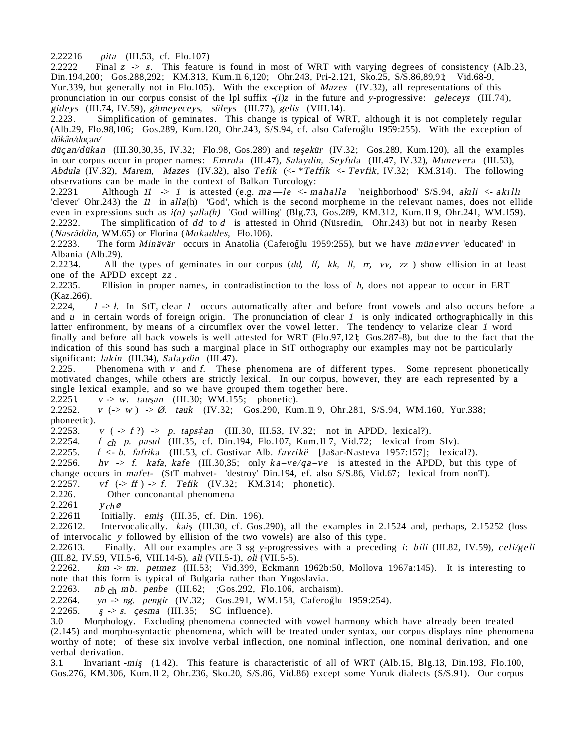2.22216 *pita* (III.53, cf. Flo.107)

2.2222 Final *z* -> *s*. This feature is found in most of WRT with varying degrees of consistency (Alb.23, Din.194,200; Gos.288,292; KM.313, Kum.11 6,120; Ohr.243, Pri-2.121, Sko.25, S/S.86,89,91; Vid.68-9, Yur.339, but generally not in Flo.105). With the exception of *Mazes* (IV.32), all representations of this pronunciation in our corpus consist of the lpl suffix *-(i)z* in the future and *y*-progressive: *geleceys* (III.74), *gideys* (III.74, IV.59), *gitmeyeceys, süleys* (III.77), *gelis* (VIII.14).

2.223. Simplification of geminates. This change is typical of WRT, although it is not completely regular (Alb.29, Flo.98,106; Gos.289, Kum.120, Ohr.243, S/S.94, cf. also Caferoğlu 1959:255). With the exception of *dükân/duçan/ düçan/dükan* (III.30,30,35, IV.32; Flo.98, Gos.289) and *teşekür* (IV.32; Gos.289, Kum.120), all the examples in our corpus occur in proper names: *Emrula* (III.47), *Salaydin, Seyfula* (III.47, IV.32), *Munevera* (III.53), *Abdula* (IV.32), *Marem, Mazes* (IV.32), also *Tefik* (<- *\*Teffik* <- *Tevfik*, IV.32; KM.314). The following observations can be made in the context of Balkan Turcology:

2.2231. Although *ll* -> *l* is attested (e.g. *ma—le* <- *mahalla* 'neighborhood' S/S.94, *akıli* <- *akıllı* 'clever' Ohr.243) the *ll* in *alla*(h) 'God', which is the second morpheme in the relevant names, does not ellide even in expressions such as *i(n) şalla(h)* 'God willing' (Blg.73, Gos.289, KM.312, Kum.11 9, Ohr.241, WM.159).

2.2232. The simplification of *dd* to *d* is attested in Ohrid (Nüsredin, Ohr.243) but not in nearby Resen (*Nasräddin*, WM.65) or Florina (*Mukaddes*, Flo.106).

2.2233. The form *Minävär* occurs in Anatolia (Caferoğlu 1959:255), but we have *münevver* 'educated' in Albania (Alb.29).

2.2234. All the types of geminates in our corpus (*dd, ff, kk, ll, rr, vv, zz* ) show ellision in at least one of the APDD except *zz* .

2.2235. Ellision in proper names, in contradistinction to the loss of *h*, does not appear to occur in ERT (Kaz.266).

2.224, *l* -> *ł*. In StT, clear *l* occurs automatically after and before front vowels and also occurs before *a* and *u* in certain words of foreign origin. The pronunciation of clear *l* is only indicated orthographically in this latter enfironment, by means of a circumflex over the vowel letter. The tendency to velarize clear *l* word finally and before all back vowels is well attested for WRT (Flo.97,121; Gos.287-8), but due to the fact that the indication of this sound has such a marginal place in StT orthography our examples may not be particularly significant: *lakin* (III.34), *Salaydin* (III.47).

2.225. Phenomena with *v* and *f*. These phenomena are of different types. Some represent phonetically motivated changes, while others are strictly lexical. In our corpus, however, they are each represented by a single lexical example, and so we have grouped them together here.

2.2251. *v* -> *w*. *tauşan* (III.30; WM.155; phonetic).

2.2252. *v* (-> *w* ) -> *Ø*. *tauk* (IV.32; Gos.290, Kum.11 9, Ohr.281, S/S.94, WM.160, Yur.338; phoneetic).

2.2253. *v* ( -> *f* ?) -> *p*. *taps‡an* (III.30, III.53, IV.32; not in APDD, lexical?).

2.2254. *f* ch *p*. *pasul* (III.35, cf. Din.194, Flo.107, Kum.11 7, Vid.72; lexical from Slv).

2.2255. *f* <- *b*. *fafrika* (III.53, cf. Gostivar Alb. *favrikë* [Jašar-Nasteva 1957:157]; lexical?).

2.2256. *hv* -> *f*. *kafa, kafe* (III.30,35; only *ka–ve/qa–ve* is attested in the APDD, but this type of change occurs in *mafet-* (StT mahvet- 'destroy' Din.194, ef. also S/S.86, Vid.67; lexical from nonT).

2.2257. *vf* (-> *ff* ) -> *f*. *Tefik* (IV.32; KM.314; phonetic).

2.226. Other conconantal phenomena

2.2261. *y* ch *ø*

2.22611. Initially. *emiş* (III.35, cf. Din. 196).

2.22612. Intervocalically. *kaiş* (III.30, cf. Gos.290), all the examples in 2.1524 and, perhaps, 2.15252 (loss of intervocalic *y* followed by ellision of the two vowels) are also of this type.

2.22613. Finally. All our examples are 3 sg *y*-progressives with a preceding *i*: *bili* (III.82, IV.59), *celi/geli* (III.82, IV.59, VII.5-6, VIII.14-5), *ali* (VII.5-1), *oli* (VII.5-5).

2.2262. *km* -> *tm*. *petmez* (III.53; Vid.399, Eckmann 1962b:50, Mollova 1967a:145). It is interesting to note that this form is typical of Bulgaria rather than Yugoslavia.

2.2263. *nb* ch *mb*. *penbe* (III.62; ;Gos.292, Flo.106, archaism).

2.2264. *yn* -> *ng*. *pengir* (IV.32; Gos.291, WM.158, Caferoğlu 1959:254).

2.2265. *ş* -> *s*. *çesma* (III.35; SC influence).

3.0 Morphology. Excluding phenomena connected with vowel harmony which have already been treated (2.145) and morpho-syntactic phenomena, which will be treated under syntax, our corpus displays nine phenomena worthy of note; of these six involve verbal inflection, one nominal inflection, one nominal derivation, and one verbal derivation.

3.1. Invariant *-miş* (1.42). This feature is characteristic of all of WRT (Alb.15, Blg.13, Din.193, Flo.100, Gos.276, KM.306, Kum.11 2, Ohr.236, Sko.20, S/S.86, Vid.86) except some Yuruk dialects (S/S.91). Our corpus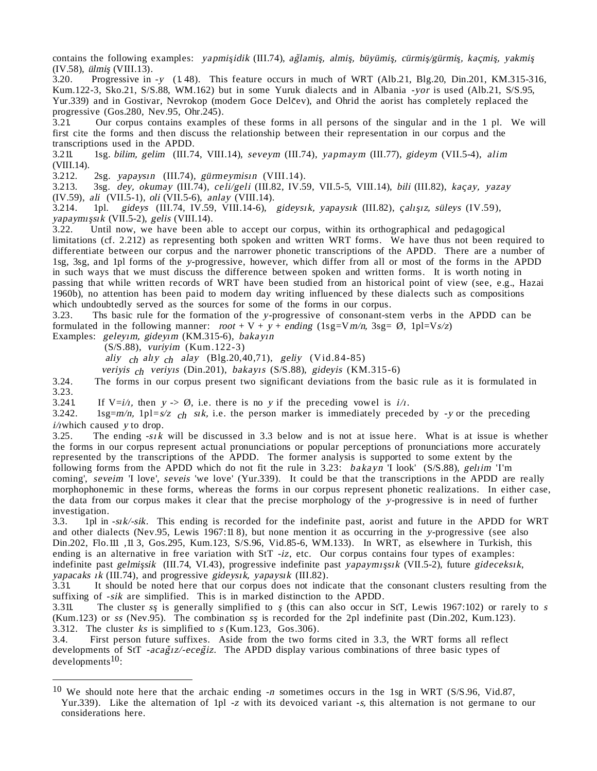contains the following examples: *yapmişidik* (III.74), *ağlamiş, almiş, büyümiş, cürmiş/gürmiş, kaçmiş, yakmiş* (IV.58), *ülmiş* (VIII.13).

3.20. Progressive in *-y* (1.48). This feature occurs in much of WRT (Alb.21, Blg.20, Din.201, KM.315-316, Kum.122-3, Sko.21, S/S.88, WM.162) but in some Yuruk dialects and in Albania *-yor* is used (Alb.21, S/S.95, Yur.339) and in Gostivar, Nevrokop (modern Goce Delčev), and Ohrid the aorist has completely replaced the progressive (Gos.280, Nev.95, Ohr.245).

3.21. Our corpus contains examples of these forms in all persons of the singular and in the 1 pl. We will first cite the forms and then discuss the relationship between their representation in our corpus and the transcriptions used in the APDD.

3.211. 1sg. *bilim, gelim* (III.74, VIII.14), *seveym* (III.74), *yapmaym* (III.77), *gideym* (VII.5-4), *alim* (VIII.14).

3.212. 2sg. *yapaysın* (III.74), *gürmeymisın* (VIII.14).

3.213. 3sg. *dey, okumay* (III.74), *celi/geli* (III.82, IV.59, VII.5-5, VIII.14), *bili* (III.82), *kaçay, yazay* (IV.59), *ali* (VII.5-1), *oli* (VII.5-6), *anlay* (VIII.14).

3.214. 1pl. *gideys* (III.74, IV.59, VIII.14-6), *gideysık, yapaysık* (III.82), *çalışız, süleys* (IV.59), *yapaymışsık* (VII.5-2), *gelis* (VIII.14).

3.22. Until now, we have been able to accept our corpus, within its orthographical and pedagogical limitations (cf. 2.212) as representing both spoken and written WRT forms. We have thus not been required to differentiate between our corpus and the narrower phonetic transcriptions of the APDD. There are a number of 1sg, 3sg, and 1pl forms of the *y*-progressive, however, which differ from all or most of the forms in the APDD in such ways that we must discuss the difference between spoken and written forms. It is worth noting in passing that while written records of WRT have been studied from an historical point of view (see, e.g., Hazai 1960b), no attention has been paid to modern day writing influenced by these dialects such as compositions which undoubtedly served as the sources for some of the forms in our corpus.

3.23. Ths basic rule for the formation of the *y*-progressive of consonant-stem verbs in the APDD can be formulated in the following manner: *root* + V + *y* + *ending* (1sg=V*m/n,* 3sg= Ø, 1pl=V*s/z*)

Examples: *geleyım, gideyım* (KM.315-6), *bakayın* (S/S.88), *vuriyim* (Kum.122-3)
*aliy* ~ch~ *alıy* ~ch~ *alay* (Blg.20,40,71), *geliy* (Vid.84-85)
*veriyis* ~ch~ *veriyıs* (Din.201), *bakayıs* (S/S.88), *gideyis* (KM.315-6)

3.24. The forms in our corpus present two significant deviations from the basic rule as it is formulated in 3.23.

3.241. If V=*i/ı,* then *y* -> Ø, i.e. there is no *y* if the preceding vowel is *i/ı*.

3.242. 1sg=*m/n,* 1pl=*s/z* ~ch~ *sık,* i.e. the person marker is immediately preceded by *-y* or the preceding *i/ı*which caused *y* to drop.

3.25. The ending *-sık* will be discussed in 3.3 below and is not at issue here. What is at issue is whether the forms in our corpus represent actual pronunciations or popular perceptions of pronunciations more accurately represented by the transcriptions of the APDD. The former analysis is supported to some extent by the following forms from the APDD which do not fit the rule in 3.23: *bakayn* 'I look' (S/S.88), *gelıim* 'I'm coming', *seveim* 'I love', *seveis* 'we love' (Yur.339). It could be that the transcriptions in the APDD are really morphophonemic in these forms, whereas the forms in our corpus represent phonetic realizations. In either case, the data from our corpus makes it clear that the precise morphology of the *y*-progressive is in need of further investigation.

3.3. 1pl in *-sık/-sik.* This ending is recorded for the indefinite past, aorist and future in the APDD for WRT and other dialects (Nev.95, Lewis 1967:118), but none mention it as occurring in the *y*-progressive (see also Din.202, Flo.111 ,113, Gos.295, Kum.123, S/S.96, Vid.85-6, WM.133). In WRT, as elsewhere in Turkish, this ending is an alternative in free variation with StT *-iz*, etc. Our corpus contains four types of examples: indefinite past *gelmişsik* (III.74, VI.43), progressive indefinite past *yapaymışsık* (VII.5-2), future *gideceksık, yapacaksık* (III.74), and progressive *gideysık, yapaysık* (III.82).

3.31. It should be noted here that our corpus does not indicate that the consonant clusters resulting from the suffixing of *-sik* are simplified. This is in marked distinction to the APDD.

3.311. The cluster *sş* is generally simplified to *ş* (this can also occur in StT, Lewis 1967:102) or rarely to *s* (Kum.123) or *ss* (Nev.95). The combination *sş* is recorded for the 2pl indefinite past (Din.202, Kum.123).

3.312. The cluster *ks* is simplified to *s* (Kum.123, Gos.306).

3.4. First person future suffixes. Aside from the two forms cited in 3.3, the WRT forms all reflect developments of StT *-acağız/-eceğiz.* The APDD display various combinations of three basic types of developments[10]:

---

[10] We should note here that the archaic ending *-n* sometimes occurs in the 1sg in WRT (S/S.96, Vid.87, Yur.339). Like the alternation of 1pl *-z* with its devoiced variant *-s,* this alternation is not germane to our considerations here.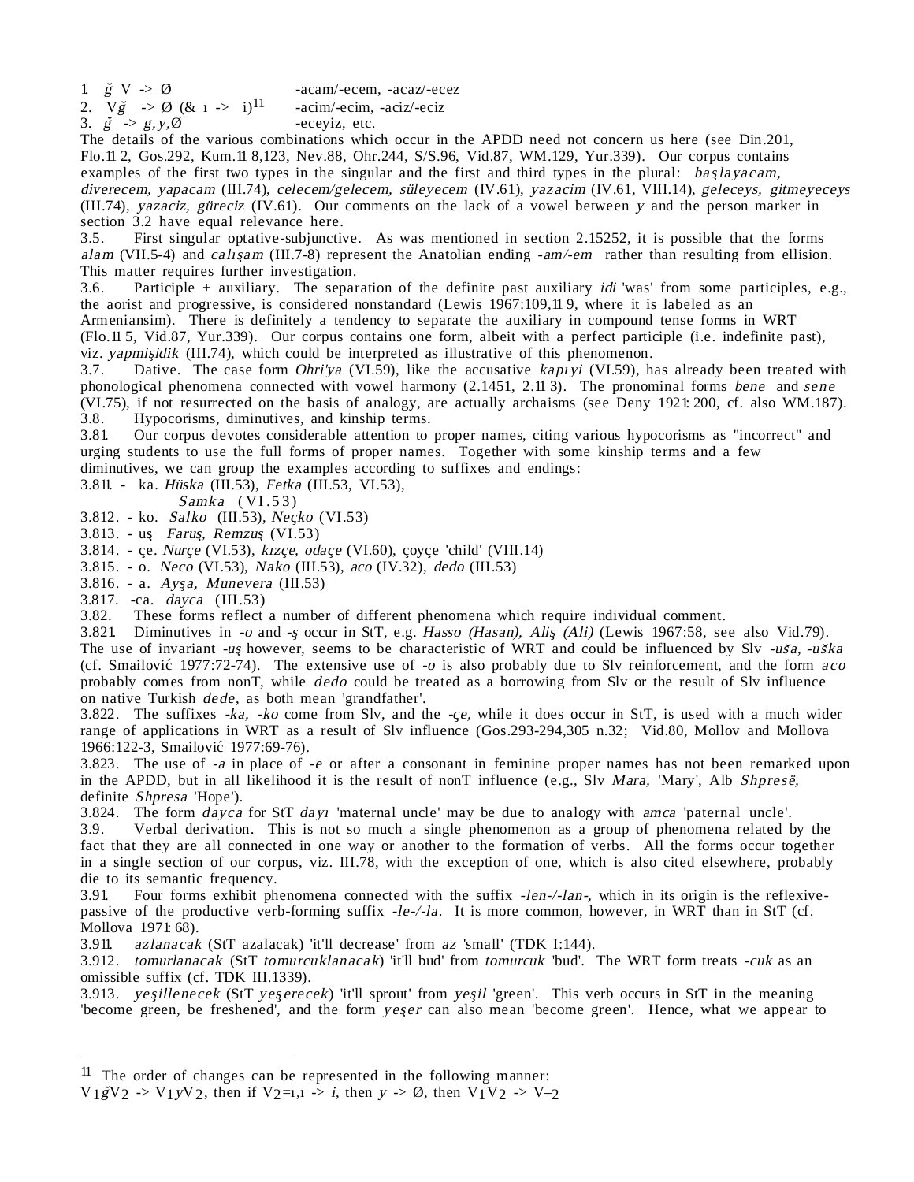1. $\breve{g}$ V -> Ø -acam/-ecem, -acaz/-ecez
2. V$\breve{g}$ -> Ø (& ı -> i)[11] -acim/-ecim, -aciz/-eciz
3. $\breve{g}$ -> *g,y*,Ø -eceyiz, etc.

The details of the various combinations which occur in the APDD need not concern us here (see Din.201, Flo.112, Gos.292, Kum.118,123, Nev.88, Ohr.244, S/S.96, Vid.87, WM.129, Yur.339). Our corpus contains examples of the first two types in the singular and the first and third types in the plural: *başlayacam, diverecem, yapacam* (III.74), *celecem/gelecem, süleyecem* (IV.61), *yazacim* (IV.61, VIII.14), *geleceys, gitmeyeceys* (III.74), *yazaciz, güreciz* (IV.61). Our comments on the lack of a vowel between *y* and the person marker in section 3.2 have equal relevance here.

3.5. First singular optative-subjunctive. As was mentioned in section 2.15252, it is possible that the forms *alam* (VII.5-4) and *calışam* (III.7-8) represent the Anatolian ending *-am/-em* rather than resulting from ellision. This matter requires further investigation.

3.6. Participle + auxiliary. The separation of the definite past auxiliary *idi* 'was' from some participles, e.g., the aorist and progressive, is considered nonstandard (Lewis 1967:109,119, where it is labeled as an Armeniansim). There is definitely a tendency to separate the auxiliary in compound tense forms in WRT (Flo.115, Vid.87, Yur.339). Our corpus contains one form, albeit with a perfect participle (i.e. indefinite past), viz. *yapmişidik* (III.74), which could be interpreted as illustrative of this phenomenon.

3.7. Dative. The case form *Ohri'ya* (VI.59), like the accusative *kapıyi* (VI.59), has already been treated with phonological phenomena connected with vowel harmony (2.1451, 2.113). The pronominal forms *bene* and *sene* (VI.75), if not resurrected on the basis of analogy, are actually archaisms (see Deny 1921:200, cf. also WM.187).

3.8. Hypocorisms, diminutives, and kinship terms.

3.81. Our corpus devotes considerable attention to proper names, citing various hypocorisms as "incorrect" and urging students to use the full forms of proper names. Together with some kinship terms and a few diminutives, we can group the examples according to suffixes and endings:

3.811. - ka. *Hüska* (III.53), *Fetka* (III.53, VI.53), *Samka* (VI.53)

3.812. - ko. *Salko* (III.53), *Neçko* (VI.53)

3.813. - uş *Faruş, Remzuş* (VI.53)

3.814. - çe. *Nurçe* (VI.53), *kızçe, odaçe* (VI.60), çoyçe 'child' (VIII.14)

3.815. - o. *Neco* (VI.53), *Nako* (III.53), *aco* (IV.32), *dedo* (III.53)

3.816. - a. *Ayşa, Munevera* (III.53)

3.817. -ca. *dayca* (III.53)

3.82. These forms reflect a number of different phenomena which require individual comment.

3.821. Diminutives in *-o* and *-ş* occur in StT, e.g. *Hasso (Hasan), Aliş (Ali)* (Lewis 1967:58, see also Vid.79). The use of invariant *-uş* however, seems to be characteristic of WRT and could be influenced by Slv *-uša*, *-uška* (cf. Smailović 1977:72-74). The extensive use of *-o* is also probably due to Slv reinforcement, and the form *aco* probably comes from nonT, while *dedo* could be treated as a borrowing from Slv or the result of Slv influence on native Turkish *dede*, as both mean 'grandfather'.

3.822. The suffixes *-ka, -ko* come from Slv, and the *-çe,* while it does occur in StT, is used with a much wider range of applications in WRT as a result of Slv influence (Gos.293-294,305 n.32; Vid.80, Mollov and Mollova 1966:122-3, Smailović 1977:69-76).

3.823. The use of *-a* in place of *-e* or after a consonant in feminine proper names has not been remarked upon in the APDD, but in all likelihood it is the result of nonT influence (e.g., Slv *Mara,* 'Mary', Alb *Shpresë,* definite *Shpresa* 'Hope').

3.824. The form *dayca* for StT *dayı* 'maternal uncle' may be due to analogy with *amca* 'paternal uncle'.

3.9. Verbal derivation. This is not so much a single phenomenon as a group of phenomena related by the fact that they are all connected in one way or another to the formation of verbs. All the forms occur together in a single section of our corpus, viz. III.78, with the exception of one, which is also cited elsewhere, probably die to its semantic frequency.

3.91. Four forms exhibit phenomena connected with the suffix *-len-/-lan-,* which in its origin is the reflexive-passive of the productive verb-forming suffix *-le-/-la.* It is more common, however, in WRT than in StT (cf. Mollova 1971:68).

3.911. *azlanacak* (StT azalacak) 'it'll decrease' from *az* 'small' (TDK I:144).

3.912. *tomurlanacak* (StT *tomurcuklanacak*) 'it'll bud' from *tomurcuk* 'bud'. The WRT form treats *-cuk* as an omissible suffix (cf. TDK III.1339).

3.913. *yeşillenecek* (StT *yeşerecek*) 'it'll sprout' from *yeşil* 'green'. This verb occurs in StT in the meaning 'become green, be freshened', and the form *yeşer* can also mean 'become green'. Hence, what we appear to

---

[11] The order of changes can be represented in the following manner: $V_1\breve{g}V_2$ -> $V_1yV_2$, then if $V_2$=ı,ı -> *i*, then *y* -> Ø, then $V_1V_2$ -> $\bar{V}_2$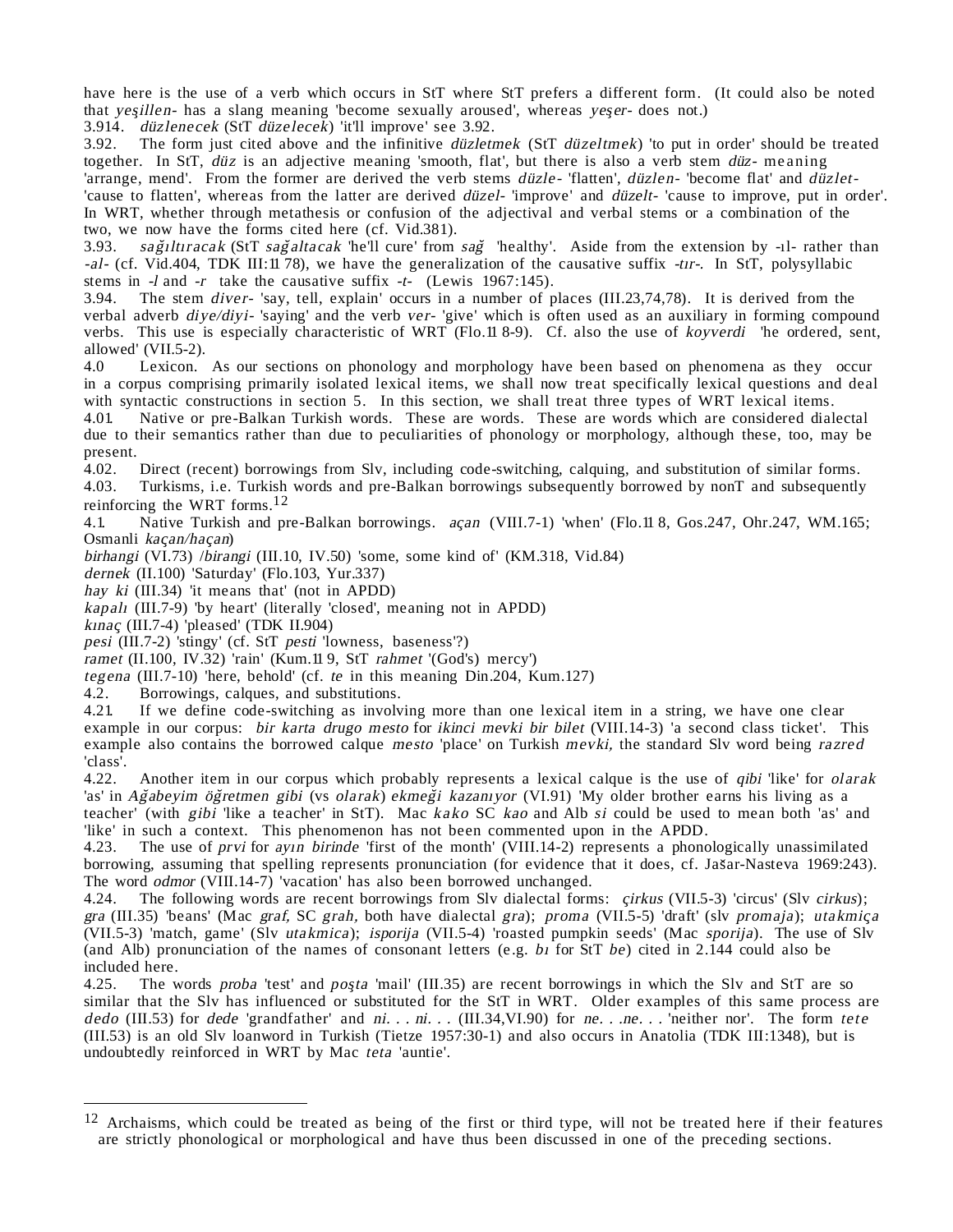have here is the use of a verb which occurs in StT where StT prefers a different form. (It could also be noted that *yeşillen-* has a slang meaning 'become sexually aroused', whereas *yeşer-* does not.)

3.914. *düzlenecek* (StT *düzelecek*) 'it'll improve' see 3.92.

3.92. The form just cited above and the infinitive *düzletmek* (StT *düzeltmek*) 'to put in order' should be treated together. In StT, *düz* is an adjective meaning 'smooth, flat', but there is also a verb stem *düz-* meaning 'arrange, mend'. From the former are derived the verb stems *düzle-* 'flatten', *düzlen-* 'become flat' and *düzlet-* 'cause to flatten', whereas from the latter are derived *düzel-* 'improve' and *düzelt-* 'cause to improve, put in order'. In WRT, whether through metathesis or confusion of the adjectival and verbal stems or a combination of the two, we now have the forms cited here (cf. Vid.381).

3.93. *sağıltıracak* (StT *sağaltacak* 'he'll cure' from *sağ* 'healthy'. Aside from the extension by -ıl- rather than *-al-* (cf. Vid.404, TDK III:1178), we have the generalization of the causative suffix *-tır-*. In StT, polysyllabic stems in *-l* and *-r* take the causative suffix *-t-* (Lewis 1967:145).

3.94. The stem *diver-* 'say, tell, explain' occurs in a number of places (III.23,74,78). It is derived from the verbal adverb *diye/diyi-* 'saying' and the verb *ver-* 'give' which is often used as an auxiliary in forming compound verbs. This use is especially characteristic of WRT (Flo.118-9). Cf. also the use of *koyverdi* 'he ordered, sent, allowed' (VII.5-2).

4.0 Lexicon. As our sections on phonology and morphology have been based on phenomena as they occur in a corpus comprising primarily isolated lexical items, we shall now treat specifically lexical questions and deal with syntactic constructions in section 5. In this section, we shall treat three types of WRT lexical items.

4.01. Native or pre-Balkan Turkish words. These are words. These are words which are considered dialectal due to their semantics rather than due to peculiarities of phonology or morphology, although these, too, may be present.

4.02. Direct (recent) borrowings from Slv, including code-switching, calquing, and substitution of similar forms.

4.03. Turkisms, i.e. Turkish words and pre-Balkan borrowings subsequently borrowed by nonT and subsequently reinforcing the WRT forms.[12]

4.1. Native Turkish and pre-Balkan borrowings. *açan* (VIII.7-1) 'when' (Flo.118, Gos.247, Ohr.247, WM.165; Osmanli *kaçan/haçan*)

*birhangi* (VI.73) /*birangi* (III.10, IV.50) 'some, some kind of' (KM.318, Vid.84)

*dernek* (II.100) 'Saturday' (Flo.103, Yur.337)

*hay ki* (III.34) 'it means that' (not in APDD)

*kapalı* (III.7-9) 'by heart' (literally 'closed', meaning not in APDD)

*kınaç* (III.7-4) 'pleased' (TDK II.904)

*pesi* (III.7-2) 'stingy' (cf. StT *pesti* 'lowness, baseness'?)

*ramet* (II.100, IV.32) 'rain' (Kum.119, StT *rahmet* '(God's) mercy')

*tegena* (III.7-10) 'here, behold' (cf. *te* in this meaning Din.204, Kum.127)

4.2. Borrowings, calques, and substitutions.

4.21. If we define code-switching as involving more than one lexical item in a string, we have one clear example in our corpus: *bir karta drugo mesto* for *ikinci mevki bir bilet* (VIII.14-3) 'a second class ticket'. This example also contains the borrowed calque *mesto* 'place' on Turkish *mevki,* the standard Slv word being *razred* 'class'.

4.22. Another item in our corpus which probably represents a lexical calque is the use of *qibi* 'like' for *olarak* 'as' in *Ağabeyim öğretmen gibi* (vs *olarak*) *ekmeği kazanıyor* (VI.91) 'My older brother earns his living as a teacher' (with *gibi* 'like a teacher' in StT). Mac *kako* SC *kao* and Alb *si* could be used to mean both 'as' and 'like' in such a context. This phenomenon has not been commented upon in the APDD.

4.23. The use of *prvi* for *ayın birinde* 'first of the month' (VIII.14-2) represents a phonologically unassimilated borrowing, assuming that spelling represents pronunciation (for evidence that it does, cf. Jašar-Nasteva 1969:243). The word *odmor* (VIII.14-7) 'vacation' has also been borrowed unchanged.

4.24. The following words are recent borrowings from Slv dialectal forms: *çirkus* (VII.5-3) 'circus' (Slv *cirkus*); *gra* (III.35) 'beans' (Mac *graf,* SC *grah,* both have dialectal *gra*); *proma* (VII.5-5) 'draft' (slv *promaja*); *utakmiça* (VII.5-3) 'match, game' (Slv *utakmica*); *isporija* (VII.5-4) 'roasted pumpkin seeds' (Mac *sporija*). The use of Slv (and Alb) pronunciation of the names of consonant letters (e.g. *bı* for StT *be*) cited in 2.144 could also be included here.

4.25. The words *proba* 'test' and *poşta* 'mail' (III.35) are recent borrowings in which the Slv and StT are so similar that the Slv has influenced or substituted for the StT in WRT. Older examples of this same process are *dedo* (III.53) for *dede* 'grandfather' and *ni. . . ni. . .* (III.34,VI.90) for *ne. . .ne. . .* 'neither nor'. The form *tete* (III.53) is an old Slv loanword in Turkish (Tietze 1957:30-1) and also occurs in Anatolia (TDK III:1348), but is undoubtedly reinforced in WRT by Mac *teta* 'auntie'.

---

[12] Archaisms, which could be treated as being of the first or third type, will not be treated here if their features are strictly phonological or morphological and have thus been discussed in one of the preceding sections.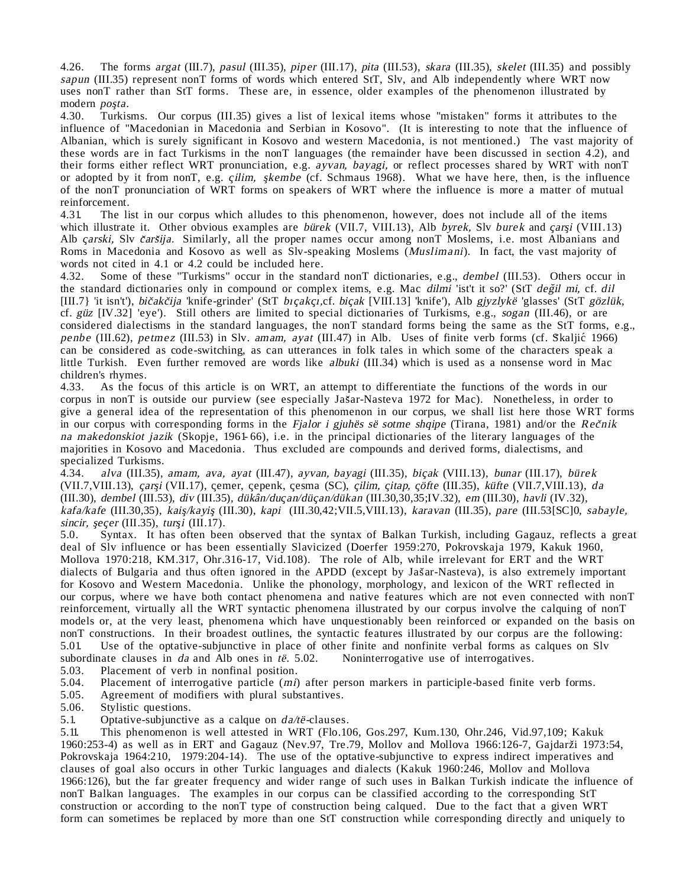4.26. The forms *argat* (III.7), *pasul* (III.35), *piper* (III.17), *pita* (III.53), *skara* (III.35), *skelet* (III.35) and possibly *sapun* (III.35) represent nonT forms of words which entered StT, Slv, and Alb independently where WRT now uses nonT rather than StT forms. These are, in essence, older examples of the phenomenon illustrated by modern *poşta*.

4.30. Turkisms. Our corpus (III.35) gives a list of lexical items whose "mistaken" forms it attributes to the influence of "Macedonian in Macedonia and Serbian in Kosovo". (It is interesting to note that the influence of Albanian, which is surely significant in Kosovo and western Macedonia, is not mentioned.) The vast majority of these words are in fact Turkisms in the nonT languages (the remainder have been discussed in section 4.2), and their forms either reflect WRT pronunciation, e.g. *ayvan, bayagi,* or reflect processes shared by WRT with nonT or adopted by it from nonT, e.g. *çilim, şkembe* (cf. Schmaus 1968). What we have here, then, is the influence of the nonT pronunciation of WRT forms on speakers of WRT where the influence is more a matter of mutual reinforcement.

4.31. The list in our corpus which alludes to this phenomenon, however, does not include all of the items which illustrate it. Other obvious examples are *bürek* (VII.7, VIII.13), Alb *byrek,* Slv *burek* and *çarşi* (VIII.13) Alb *çarski,* Slv *čaršija.* Similarly, all the proper names occur among nonT Moslems, i.e. most Albanians and Roms in Macedonia and Kosovo as well as Slv-speaking Moslems (*Muslimani*). In fact, the vast majority of words not cited in 4.1 or 4.2 could be included here.

4.32. Some of these "Turkisms" occur in the standard nonT dictionaries, e.g., *dembel* (III.53). Others occur in the standard dictionaries only in compound or complex items, e.g. Mac *dilmi* 'ist't it so?' (StT *değil mi,* cf. *dil* [III.7} 'it isn't'), *bičakčija* 'knife-grinder' (StT *bıçakçı,*cf. *biçak* [VIII.13] 'knife'), Alb *gjyzlykë* 'glasses' (StT *gözlük*, cf. *güz* [IV.32] 'eye'). Still others are limited to special dictionaries of Turkisms, e.g., *sogan* (III.46), or are considered dialectisms in the standard languages, the nonT standard forms being the same as the StT forms, e.g., *penbe* (III.62), *petmez* (III.53) in Slv. *amam, ayat* (III.47) in Alb. Uses of finite verb forms (cf. Škaljić 1966) can be considered as code-switching, as can utterances in folk tales in which some of the characters speak a little Turkish. Even further removed are words like *albuki* (III.34) which is used as a nonsense word in Mac children's rhymes.

4.33. As the focus of this article is on WRT, an attempt to differentiate the functions of the words in our corpus in nonT is outside our purview (see especially Jašar-Nasteva 1972 for Mac). Nonetheless, in order to give a general idea of the representation of this phenomenon in our corpus, we shall list here those WRT forms in our corpus with corresponding forms in the *Fjalor i gjuhës së sotme shqipe* (Tirana, 1981) and/or the *Rečnik na makedonskiot jazik* (Skopje, 1961-66), i.e. in the principal dictionaries of the literary languages of the majorities in Kosovo and Macedonia. Thus excluded are compounds and derived forms, dialectisms, and specialized Turkisms.

4.34. *alva* (III.35), *amam, ava, ayat* (III.47), *ayvan, bayagi* (III.35), *biçak* (VIII.13), *bunar* (III.17), *bürek* (VII.7,VIII.13), *çarşi* (VII.17), çemer, çepenk, çesma (SC), *çilim, çitap, çöfte* (III.35), *küfte* (VII.7,VIII.13), *da* (III.30), *dembel* (III.53), *div* (III.35), *dükân/duçan/düçan/dükan* (III.30,30,35;IV.32), *em* (III.30), *havli* (IV.32), *kafa/kafe* (III.30,35), *kaiş/kayiş* (III.30), *kapi* (III.30,42;VII.5,VIII.13), *karavan* (III.35), *pare* (III.53[SC]0, *sabayle, sincir, şeçer* (III.35), *turşi* (III.17).

5.0. Syntax. It has often been observed that the syntax of Balkan Turkish, including Gagauz, reflects a great deal of Slv influence or has been essentially Slavicized (Doerfer 1959:270, Pokrovskaja 1979, Kakuk 1960, Mollova 1970:218, KM.317, Ohr.316-17, Vid.108). The role of Alb, while irrelevant for ERT and the WRT dialects of Bulgaria and thus often ignored in the APDD (except by Jašar-Nasteva), is also extremely important for Kosovo and Western Macedonia. Unlike the phonology, morphology, and lexicon of the WRT reflected in our corpus, where we have both contact phenomena and native features which are not even connected with nonT reinforcement, virtually all the WRT syntactic phenomena illustrated by our corpus involve the calquing of nonT models or, at the very least, phenomena which have unquestionably been reinforced or expanded on the basis on nonT constructions. In their broadest outlines, the syntactic features illustrated by our corpus are the following:

5.01. Use of the optative-subjunctive in place of other finite and nonfinite verbal forms as calques on Slv subordinate clauses in *da* and Alb ones in *të*. 5.02. Noninterrogative use of interrogatives.

5.03. Placement of verb in nonfinal position.

5.04. Placement of interrogative particle (*mi*) after person markers in participle-based finite verb forms.

5.05. Agreement of modifiers with plural substantives.

5.06. Stylistic questions.

5.1. Optative-subjunctive as a calque on *da/të*-clauses.

5.11. This phenomenon is well attested in WRT (Flo.106, Gos.297, Kum.130, Ohr.246, Vid.97,109; Kakuk 1960:253-4) as well as in ERT and Gagauz (Nev.97, Tre.79, Mollov and Mollova 1966:126-7, Gajdarži 1973:54, Pokrovskaja 1964:210, 1979:204-14). The use of the optative-subjunctive to express indirect imperatives and clauses of goal also occurs in other Turkic languages and dialects (Kakuk 1960:246, Mollov and Mollova 1966:126), but the far greater frequency and wider range of such uses in Balkan Turkish indicate the influence of nonT Balkan languages. The examples in our corpus can be classified according to the corresponding StT construction or according to the nonT type of construction being calqued. Due to the fact that a given WRT form can sometimes be replaced by more than one StT construction while corresponding directly and uniquely to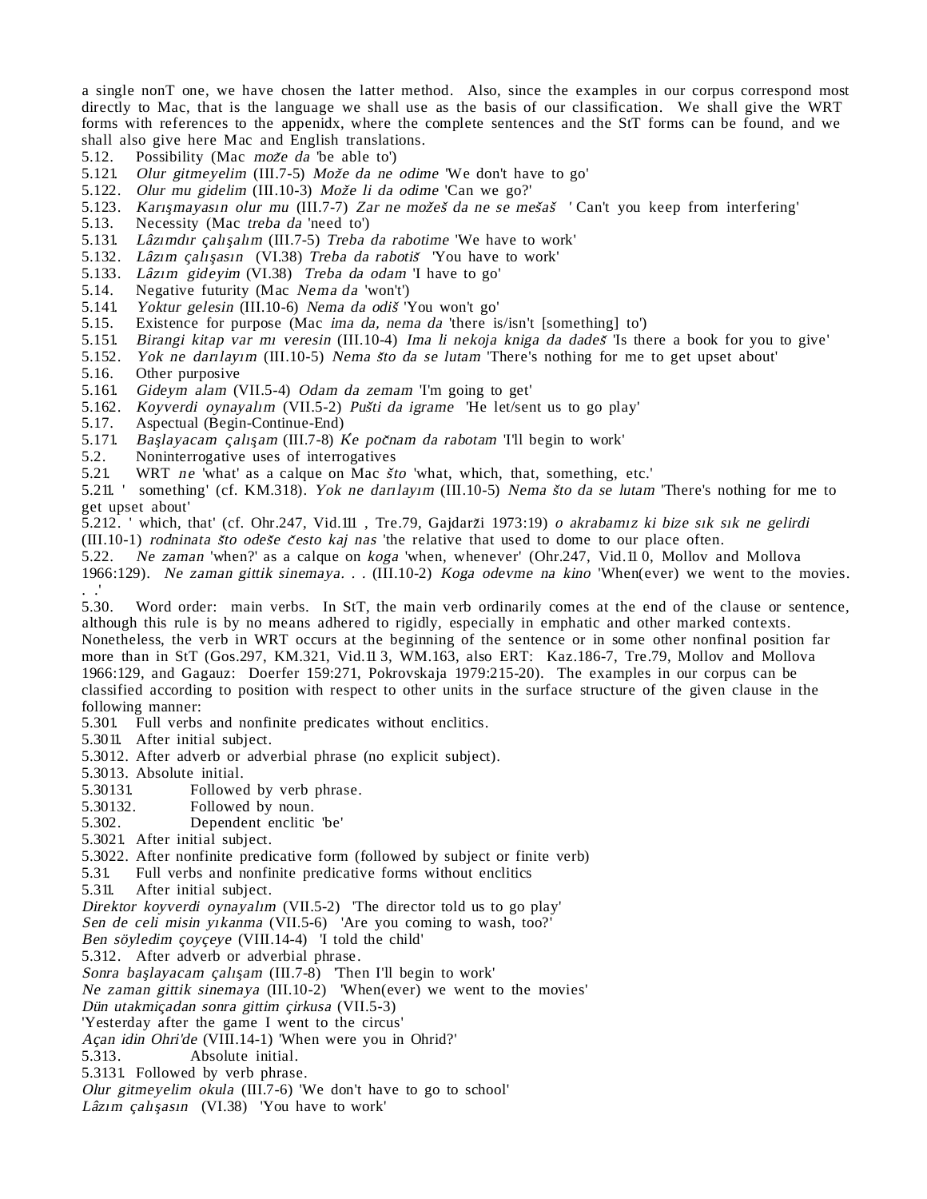a single nonT one, we have chosen the latter method. Also, since the examples in our corpus correspond most directly to Mac, that is the language we shall use as the basis of our classification. We shall give the WRT forms with references to the appenidx, where the complete sentences and the StT forms can be found, and we shall also give here Mac and English translations.

5.12. Possibility (Mac *može da* 'be able to')

5.121. *Olur gitmeyelim* (III.7-5) *Može da ne odime* 'We don't have to go'

5.122. *Olur mu gidelim* (III.10-3) *Može li da odime* 'Can we go?'

5.123. *Karışmayasın olur mu* (III.7-7) *Zar ne možeš da ne se mešaš* ' Can't you keep from interfering'

5.13. Necessity (Mac *treba da* 'need to')

5.131. *Lâzımdır çalışalım* (III.7-5) *Treba da rabotime* 'We have to work'

5.132. *Lâzım çalışasın* (VI.38) *Treba da rabotiš* 'You have to work'

5.133. *Lâzım gideyim* (VI.38) *Treba da odam* 'I have to go'

5.14. Negative futurity (Mac *Nema da* 'won't')

5.141. *Yoktur gelesin* (III.10-6) *Nema da odiš* 'You won't go'

5.15. Existence for purpose (Mac *ima da, nema da* 'there is/isn't [something] to')

5.151. *Birangi kitap var mı veresin* (III.10-4) *Ima li nekoja kniga da dadeš* 'Is there a book for you to give'

5.152. *Yok ne darılayım* (III.10-5) *Nema što da se lutam* 'There's nothing for me to get upset about'

5.16. Other purposive

5.161. *Gideym alam* (VII.5-4) *Odam da zemam* 'I'm going to get'

5.162. *Koyverdi oynayalım* (VII.5-2) *Pušti da igrame* 'He let/sent us to go play'

5.17. Aspectual (Begin-Continue-End)

5.171. *Başlayacam çalışam* (III.7-8) *Ḱe počnam da rabotam* 'I'll begin to work'

5.2. Noninterrogative uses of interrogatives

5.21. WRT *ne* 'what' as a calque on Mac *što* 'what, which, that, something, etc.'

5.211. ' something' (cf. KM.318). *Yok ne darılayım* (III.10-5) *Nema što da se lutam* 'There's nothing for me to get upset about'

5.212. ' which, that' (cf. Ohr.247, Vid.111 , Tre.79, Gajdarži 1973:19) *o akrabamız ki bize sık sık ne gelirdi* (III.10-1) *rodninata što odeše često kaj nas* 'the relative that used to dome to our place often.

5.22. *Ne zaman* 'when?' as a calque on *koga* 'when, whenever' (Ohr.247, Vid.110, Mollov and Mollova 1966:129). *Ne zaman gittik sinemaya. . .* (III.10-2) *Koga odevme na kino* 'When(ever) we went to the movies. . .'

5.30. Word order: main verbs. In StT, the main verb ordinarily comes at the end of the clause or sentence, although this rule is by no means adhered to rigidly, especially in emphatic and other marked contexts. Nonetheless, the verb in WRT occurs at the beginning of the sentence or in some other nonfinal position far more than in StT (Gos.297, KM.321, Vid.113, WM.163, also ERT: Kaz.186-7, Tre.79, Mollov and Mollova 1966:129, and Gagauz: Doerfer 159:271, Pokrovskaja 1979:215-20). The examples in our corpus can be classified according to position with respect to other units in the surface structure of the given clause in the following manner:

5.301. Full verbs and nonfinite predicates without enclitics.

5.3011. After initial subject.

5.3012. After adverb or adverbial phrase (no explicit subject).

5.3013. Absolute initial.

5.30131. Followed by verb phrase.

5.30132. Followed by noun.

5.302. Dependent enclitic 'be'

5.3021. After initial subject.

5.3022. After nonfinite predicative form (followed by subject or finite verb)

5.31. Full verbs and nonfinite predicative forms without enclitics

5.311. After initial subject.

*Direktor koyverdi oynayalım* (VII.5-2) 'The director told us to go play'

*Sen de celi misin yıkanma* (VII.5-6) 'Are you coming to wash, too?'

*Ben söyledim çoyçeye* (VIII.14-4) 'I told the child'

5.312. After adverb or adverbial phrase.

*Sonra başlayacam çalışam* (III.7-8) 'Then I'll begin to work'

*Ne zaman gittik sinemaya* (III.10-2) 'When(ever) we went to the movies'

*Dün utakmiçadan sonra gittim çirkusa* (VII.5-3)

'Yesterday after the game I went to the circus'

*Açan idin Ohri'de* (VIII.14-1) 'When were you in Ohrid?'

5.313. Absolute initial.

5.3131. Followed by verb phrase.

*Olur gitmeyelim okula* (III.7-6) 'We don't have to go to school'

*Lâzım çalışasın* (VI.38) 'You have to work'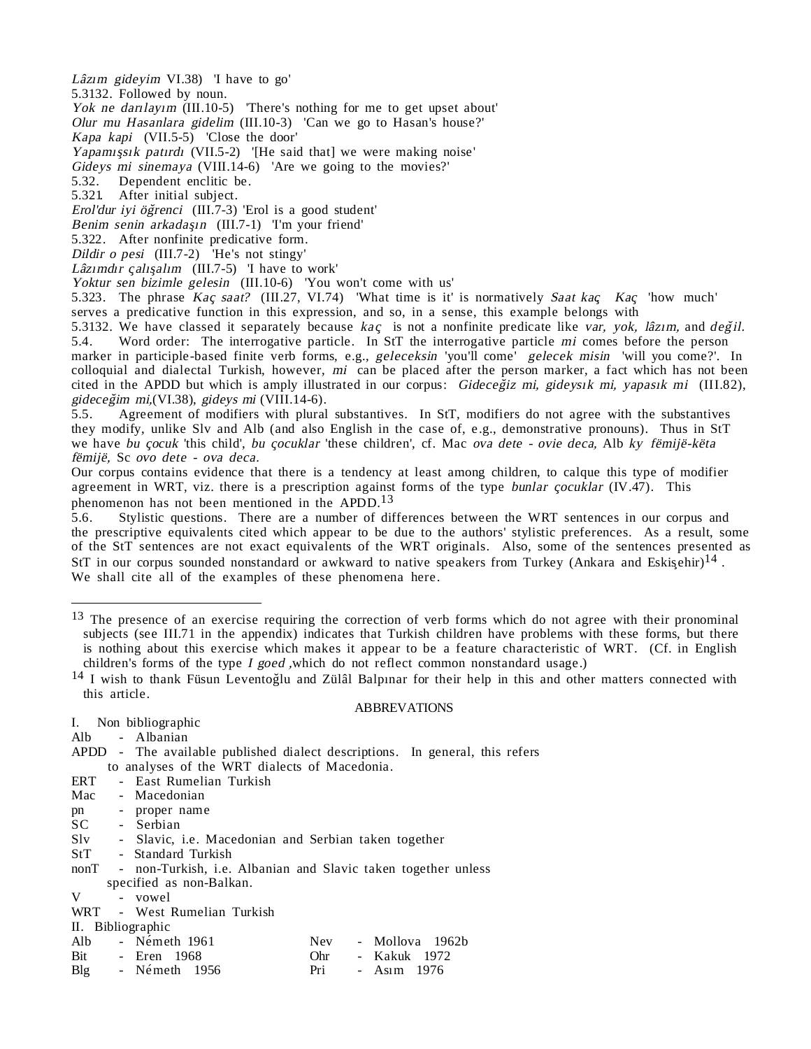*Lâzım gideyim* VI.38) 'I have to go'

5.3132. Followed by noun.

*Yok ne darılayım* (III.10-5) 'There's nothing for me to get upset about'

*Olur mu Hasanlara gidelim* (III.10-3) 'Can we go to Hasan's house?'

*Kapa kapi* (VII.5-5) 'Close the door'

*Yapamışsık patırdı* (VII.5-2) '[He said that] we were making noise'

*Gideys mi sinemaya* (VIII.14-6) 'Are we going to the movies?'

5.32. Dependent enclitic be.

5.321. After initial subject.

*Erol'dur iyi öğrenci* (III.7-3) 'Erol is a good student'

*Benim senin arkadaşın* (III.7-1) 'I'm your friend'

5.322. After nonfinite predicative form.

*Dildir o pesi* (III.7-2) 'He's not stingy'

*Lâzımdır çalışalım* (III.7-5) 'I have to work'

*Yoktur sen bizimle gelesin* (III.10-6) 'You won't come with us'

5.323. The phrase *Kaç saat?* (III.27, VI.74) 'What time is it' is normatively *Saat kaç*. *Kaç* 'how much' serves a predicative function in this expression, and so, in a sense, this example belongs with 5.3132. We have classed it separately because *kaç* is not a nonfinite predicate like *var, yok, lâzım,* and *değil.*

5.4. Word order: The interrogative particle. In StT the interrogative particle *mi* comes before the person marker in participle-based finite verb forms, e.g., *geleceksin* 'you'll come' *gelecek misin* 'will you come?'. In colloquial and dialectal Turkish, however, *mi* can be placed after the person marker, a fact which has not been cited in the APDD but which is amply illustrated in our corpus: *Gideceğiz mi, gideysık mi, yapasık mi* (III.82), *gideceğim mi,*(VI.38), *gideys mi* (VIII.14-6).

5.5. Agreement of modifiers with plural substantives. In StT, modifiers do not agree with the substantives they modify, unlike Slv and Alb (and also English in the case of, e.g., demonstrative pronouns). Thus in StT we have *bu çocuk* 'this child', *bu çocuklar* 'these children', cf. Mac *ova dete - ovie deca,* Alb *ky fëmijë-këta fëmijë,* Sc *ovo dete - ova deca.*

Our corpus contains evidence that there is a tendency at least among children, to calque this type of modifier agreement in WRT, viz. there is a prescription against forms of the type *bunlar çocuklar* (IV.47). This phenomenon has not been mentioned in the APDD.[13]

5.6. Stylistic questions. There are a number of differences between the WRT sentences in our corpus and the prescriptive equivalents cited which appear to be due to the authors' stylistic preferences. As a result, some of the StT sentences are not exact equivalents of the WRT originals. Also, some of the sentences presented as StT in our corpus sounded nonstandard or awkward to native speakers from Turkey (Ankara and Eskişehir)[14]. We shall cite all of the examples of these phenomena here.

---

[13] The presence of an exercise requiring the correction of verb forms which do not agree with their pronominal subjects (see III.71 in the appendix) indicates that Turkish children have problems with these forms, but there is nothing about this exercise which makes it appear to be a feature characteristic of WRT. (Cf. in English children's forms of the type *I goed* ,which do not reflect common nonstandard usage.)

[14] I wish to thank Füsun Leventoğlu and Zülâl Balpınar for their help in this and other matters connected with this article.

## ABBREVATIONS

I. Non bibliographic

- Alb - Albanian
- APDD - The available published dialect descriptions. In general, this refers to analyses of the WRT dialects of Macedonia.
- ERT - East Rumelian Turkish
- Mac - Macedonian
- pn - proper name
- SC - Serbian
- Slv - Slavic, i.e. Macedonian and Serbian taken together
- StT - Standard Turkish
- nonT - non-Turkish, i.e. Albanian and Slavic taken together unless specified as non-Balkan.
- V - vowel
- WRT - West Rumelian Turkish

II. Bibliographic

| | | | |
|---|---|---|---|
| Alb | - Németh 1961 | Nev | - Mollova 1962b |
| Bit | - Eren 1968 | Ohr | - Kakuk 1972 |
| Blg | - Németh 1956 | Pri | - Asım 1976 |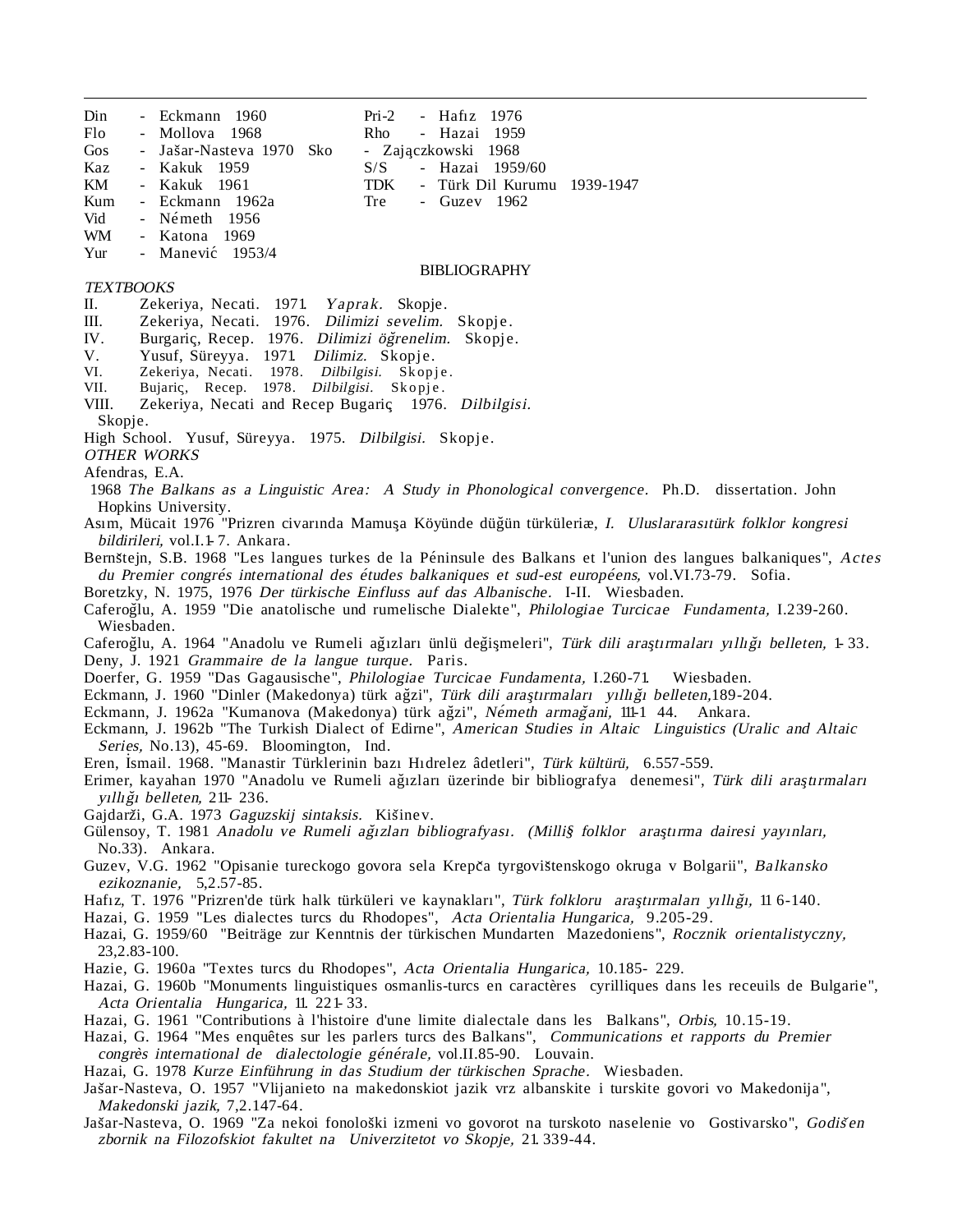| | | | | |
|---|---|---|---|---|
| Din | - Eckmann 1960 | | Pri-2 | - Hafız 1976 |
| Flo | - Mollova 1968 | | Rho | - Hazai 1959 |
| Gos | - Jašar-Nasteva 1970 | | Sko | - Zajączkowski 1968 |
| Kaz | - Kakuk 1959 | | S/S | - Hazai 1959/60 |
| KM | - Kakuk 1961 | | TDK | - Türk Dil Kurumu 1939-1947 |
| Kum | - Eckmann 1962a | | Tre | - Guzev 1962 |
| Vid | - Németh 1956 | | | |
| WM | - Katona 1969 | | | |
| Yur | - Manević 1953/4 | | | |

## BIBLIOGRAPHY

*TEXTBOOKS*

II. Zekeriya, Necati. 1971. *Yaprak.* Skopje.
III. Zekeriya, Necati. 1976. *Dilimizi sevelim.* Skopje.
IV. Burgariç, Recep. 1976. *Dilimizi öğrenelim.* Skopje.
V. Yusuf, Süreyya. 1971. *Dilimiz.* Skopje.
VI. Zekeriya, Necati. 1978. *Dilbilgisi.* Skopje.
VII. Bujariç, Recep. 1978. *Dilbilgisi.* Skopje.
VIII. Zekeriya, Necati and Recep Bugariç 1976. *Dilbilgisi.* Skopje.
High School. Yusuf, Süreyya. 1975. *Dilbilgisi.* Skopje.

*OTHER WORKS*

Afendras, E.A.
1968 *The Balkans as a Linguistic Area: A Study in Phonological convergence.* Ph.D. dissertation. John Hopkins University.

Asım, Mücait 1976 "Prizren civarında Mamuşa Köyünde düğün türküleriæ, *I. Uluslararasıtürk folklor kongresi bildirileri,* vol.I.1-7. Ankara.

Bernštejn, S.B. 1968 "Les langues turkes de la Péninsule des Balkans et l'union des langues balkaniques", *Actes du Premier congrés international des études balkaniques et sud-est européens,* vol.VI.73-79. Sofia.

Boretzky, N. 1975, 1976 *Der türkische Einfluss auf das Albanische.* I-II. Wiesbaden.

Caferoğlu, A. 1959 "Die anatolische und rumelische Dialekte", *Philologiae Turcicae Fundamenta,* I.239-260. Wiesbaden.

Caferoğlu, A. 1964 "Anadolu ve Rumeli ağızları ünlü değişmeleri", *Türk dili araştırmaları yıllığı belleten,* 1-33.

Deny, J. 1921 *Grammaire de la langue turque.* Paris.

Doerfer, G. 1959 "Das Gagausische", *Philologiae Turcicae Fundamenta,* I.260-71. Wiesbaden.

Eckmann, J. 1960 "Dinler (Makedonya) türk ağzi", *Türk dili araştırmaları yıllığı belleten,*189-204.

Eckmann, J. 1962a "Kumanova (Makedonya) türk ağzi", *Németh armağani,* 111-1 44. Ankara.

Eckmann, J. 1962b "The Turkish Dialect of Edirne", *American Studies in Altaic Linguistics (Uralic and Altaic Series,* No.13), 45-69. Bloomington, Ind.

Eren, İsmail. 1968. "Manastir Türklerinin bazı Hıdrelez âdetleri", *Türk kültürü,* 6.557-559.

Erimer, kayahan 1970 "Anadolu ve Rumeli ağızları üzerinde bir bibliografya denemesi", *Türk dili araştırmaları yıllığı belleten,* 211- 236.

Gajdarži, G.A. 1973 *Gaguzskij sintaksis.* Kišinev.

Gülensoy, T. 1981 *Anadolu ve Rumeli ağızları bibliografyası. (Milli§ folklor araştırma dairesi yayınları,* No.33). Ankara.

Guzev, V.G. 1962 "Opisanie tureckogo govora sela Krepča tyrgovištenskogo okruga v Bolgarii", *Balkansko ezikoznanie,* 5,2.57-85.

Hafız, T. 1976 "Prizren'de türk halk türküleri ve kaynakları", *Türk folkloru araştırmaları yıllığı,* 11 6-140.

Hazai, G. 1959 "Les dialectes turcs du Rhodopes", *Acta Orientalia Hungarica,* 9.205-29.

Hazai, G. 1959/60 "Beiträge zur Kenntnis der türkischen Mundarten Mazedoniens", *Rocznik orientalistyczny,* 23,2.83-100.

Hazie, G. 1960a "Textes turcs du Rhodopes", *Acta Orientalia Hungarica,* 10.185- 229.

Hazai, G. 1960b "Monuments linguistiques osmanlis-turcs en caractères cyrilliques dans les receuils de Bulgarie", *Acta Orientalia Hungarica,* 11. 221-33.

Hazai, G. 1961 "Contributions à l'histoire d'une limite dialectale dans les Balkans", *Orbis,* 10.15-19.

Hazai, G. 1964 "Mes enquêtes sur les parlers turcs des Balkans", *Communications et rapports du Premier congrès international de dialectologie générale,* vol.II.85-90. Louvain.

Hazai, G. 1978 *Kurze Einführung in das Studium der türkischen Sprache.* Wiesbaden.

Jašar-Nasteva, O. 1957 "Vlijanieto na makedonskiot jazik vrz albanskite i turskite govori vo Makedonija", *Makedonski jazik,* 7,2.147-64.

Jašar-Nasteva, O. 1969 "Za nekoi fonološki izmeni vo govorot na turskoto naselenie vo Gostivarsko", *Godišen zbornik na Filozofskiot fakultet na Univerzitetot vo Skopje,* 21. 339-44.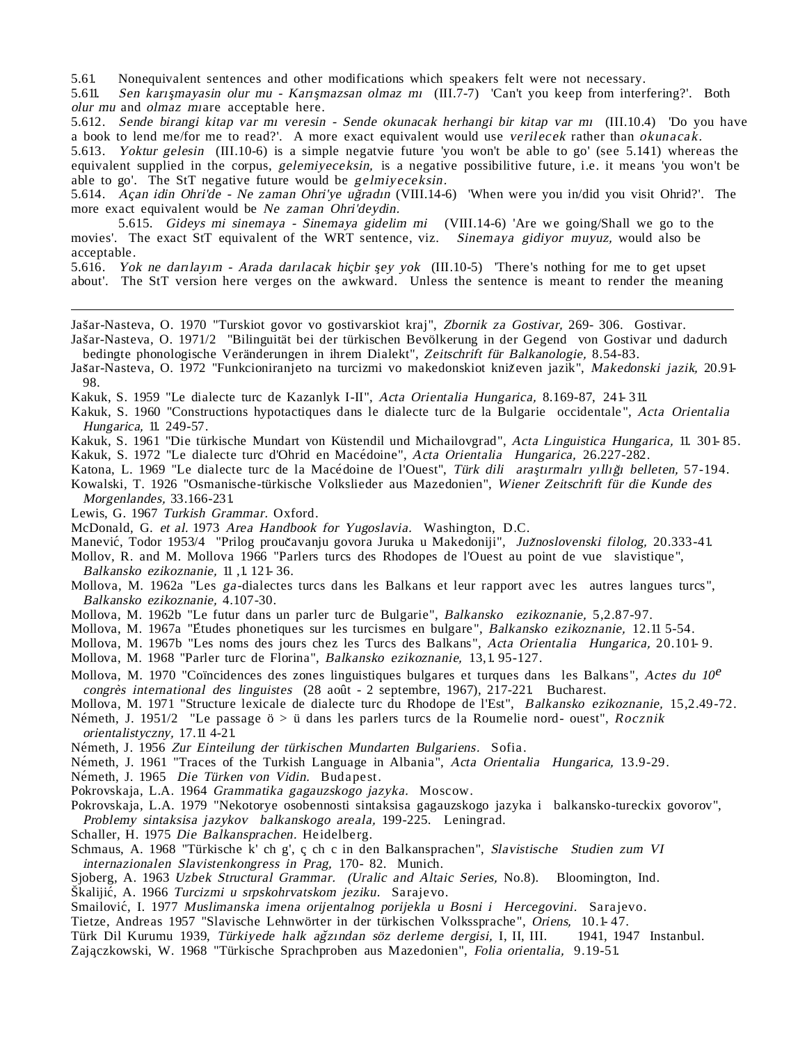5.61. Nonequivalent sentences and other modifications which speakers felt were not necessary.

5.611. *Sen karışmayasin olur mu - Karışmazsan olmaz mı* (III.7-7) 'Can't you keep from interfering?'. Both *olur mu* and *olmaz mı* are acceptable here.

5.612. *Sende birangi kitap var mı veresin - Sende okunacak herhangi bir kitap var mı* (III.10.4) 'Do you have a book to lend me/for me to read?'. A more exact equivalent would use *verilecek* rather than *okunacak*.

5.613. *Yoktur gelesin* (III.10-6) is a simple negatvie future 'you won't be able to go' (see 5.141) whereas the equivalent supplied in the corpus, *gelemiyeceksin,* is a negative possibilitive future, i.e. it means 'you won't be able to go'. The StT negative future would be *gelmiyeceksin*.

5.614. *Açan idin Ohri'de - Ne zaman Ohri'ye uğradın* (VIII.14-6) 'When were you in/did you visit Ohrid?'. The more exact equivalent would be *Ne zaman Ohri'deydin.*

5.615. *Gideys mi sinemaya - Sinemaya gidelim mi* (VIII.14-6) 'Are we going/Shall we go to the movies'. The exact StT equivalent of the WRT sentence, viz. *Sinemaya gidiyor muyuz,* would also be acceptable.

5.616. *Yok ne darılayım - Arada darılacak hiçbir şey yok* (III.10-5) 'There's nothing for me to get upset about'. The StT version here verges on the awkward. Unless the sentence is meant to render the meaning

---

Jašar-Nasteva, O. 1970 "Turskiot govor vo gostivarskiot kraj", *Zbornik za Gostivar,* 269- 306. Gostivar.

Jašar-Nasteva, O. 1971/2 "Bilinguität bei der türkischen Bevölkerung in der Gegend von Gostivar und dadurch bedingte phonologische Veränderungen in ihrem Dialekt", *Zeitschrift für Balkanologie,* 8.54-83.

Jašar-Nasteva, O. 1972 "Funkcioniranjeto na turcizmi vo makedonskiot kniževen jazik", *Makedonski jazik,* 20.91-98.

Kakuk, S. 1959 "Le dialecte turc de Kazanlyk I-II", *Acta Orientalia Hungarica,* 8.169-87, 241-311.

Kakuk, S. 1960 "Constructions hypotactiques dans le dialecte turc de la Bulgarie occidentale", *Acta Orientalia Hungarica,* 11. 249-57.

Kakuk, S. 1961 "Die türkische Mundart von Küstendil und Michailovgrad", *Acta Linguistica Hungarica,* 11. 301-85.

Kakuk, S. 1972 "Le dialecte turc d'Ohrid en Macédoine", *Acta Orientalia Hungarica,* 26.227-282.

Katona, L. 1969 "Le dialecte turc de la Macédoine de l'Ouest", *Türk dili araştırmalrı yıllığı belleten,* 57-194.

Kowalski, T. 1926 "Osmanische-türkische Volkslieder aus Mazedonien", *Wiener Zeitschrift für die Kunde des Morgenlandes,* 33.166-231.

Lewis, G. 1967 *Turkish Grammar.* Oxford.

McDonald, G. *et al.* 1973 *Area Handbook for Yugoslavia.* Washington, D.C.

Manević, Todor 1953/4 "Prilog proučavanju govora Juruka u Makedoniji", *Južnoslovenski filolog,* 20.333-41.

Mollov, R. and M. Mollova 1966 "Parlers turcs des Rhodopes de l'Ouest au point de vue slavistique", *Balkansko ezikoznanie,* 11 ,1. 121-36.

Mollova, M. 1962a "Les *ga*-dialectes turcs dans les Balkans et leur rapport avec les autres langues turcs", *Balkansko ezikoznanie,* 4.107-30.

Mollova, M. 1962b "Le futur dans un parler turc de Bulgarie", *Balkansko ezikoznanie,* 5,2.87-97.

Mollova, M. 1967a "Études phonetiques sur les turcismes en bulgare", *Balkansko ezikoznanie,* 12.11 5-54.

Mollova, M. 1967b "Les noms des jours chez les Turcs des Balkans", *Acta Orientalia Hungarica,* 20.101-9.

Mollova, M. 1968 "Parler turc de Florina", *Balkansko ezikoznanie,* 13,1. 95-127.

Mollova, M. 1970 "Coïncidences des zones linguistiques bulgares et turques dans les Balkans", *Actes du 10e congrès international des linguistes* (28 août - 2 septembre, 1967), 217-221. Bucharest.

Mollova, M. 1971 "Structure lexicale de dialecte turc du Rhodope de l'Est", *Balkansko ezikoznanie,* 15,2.49-72.

Németh, J. 1951/2 "Le passage ö > ü dans les parlers turcs de la Roumelie nord- ouest", *Rocznik orientalistyczny,* 17.11 4-21.

Németh, J. 1956 *Zur Einteilung der türkischen Mundarten Bulgariens.* Sofia.

Németh, J. 1961 "Traces of the Turkish Language in Albania", *Acta Orientalia Hungarica,* 13.9-29.

Németh, J. 1965 *Die Türken von Vidin.* Budapest.

Pokrovskaja, L.A. 1964 *Grammatika gagauzskogo jazyka.* Moscow.

Pokrovskaja, L.A. 1979 "Nekotorye osobennosti sintaksisa gagauzskogo jazyka i balkansko-tureckix govorov", *Problemy sintaksisa jazykov balkanskogo areala,* 199-225. Leningrad.

Schaller, H. 1975 *Die Balkansprachen.* Heidelberg.

Schmaus, A. 1968 "Türkische k' ch g', ç ch c in den Balkansprachen", *Slavistische Studien zum VI internazionalen Slavistenkongress in Prag,* 170- 82. Munich.

Sjoberg, A. 1963 *Uzbek Structural Grammar.* *(Uralic and Altaic Series,* No.8). Bloomington, Ind.

Škalijić, A. 1966 *Turcizmi u srpskohrvatskom jeziku.* Sarajevo.

Smailović, I. 1977 *Muslimanska imena orijentalnog porijekla u Bosni i Hercegovini.* Sarajevo.

Tietze, Andreas 1957 "Slavische Lehnwörter in der türkischen Volkssprache", *Oriens,* 10.1-47.

Türk Dil Kurumu 1939, *Türkiyede halk ağzından söz derleme dergisi,* I, II, III. 1941, 1947 Instanbul.

Zajączkowski, W. 1968 "Türkische Sprachproben aus Mazedonien", *Folia orientalia,* 9.19-51.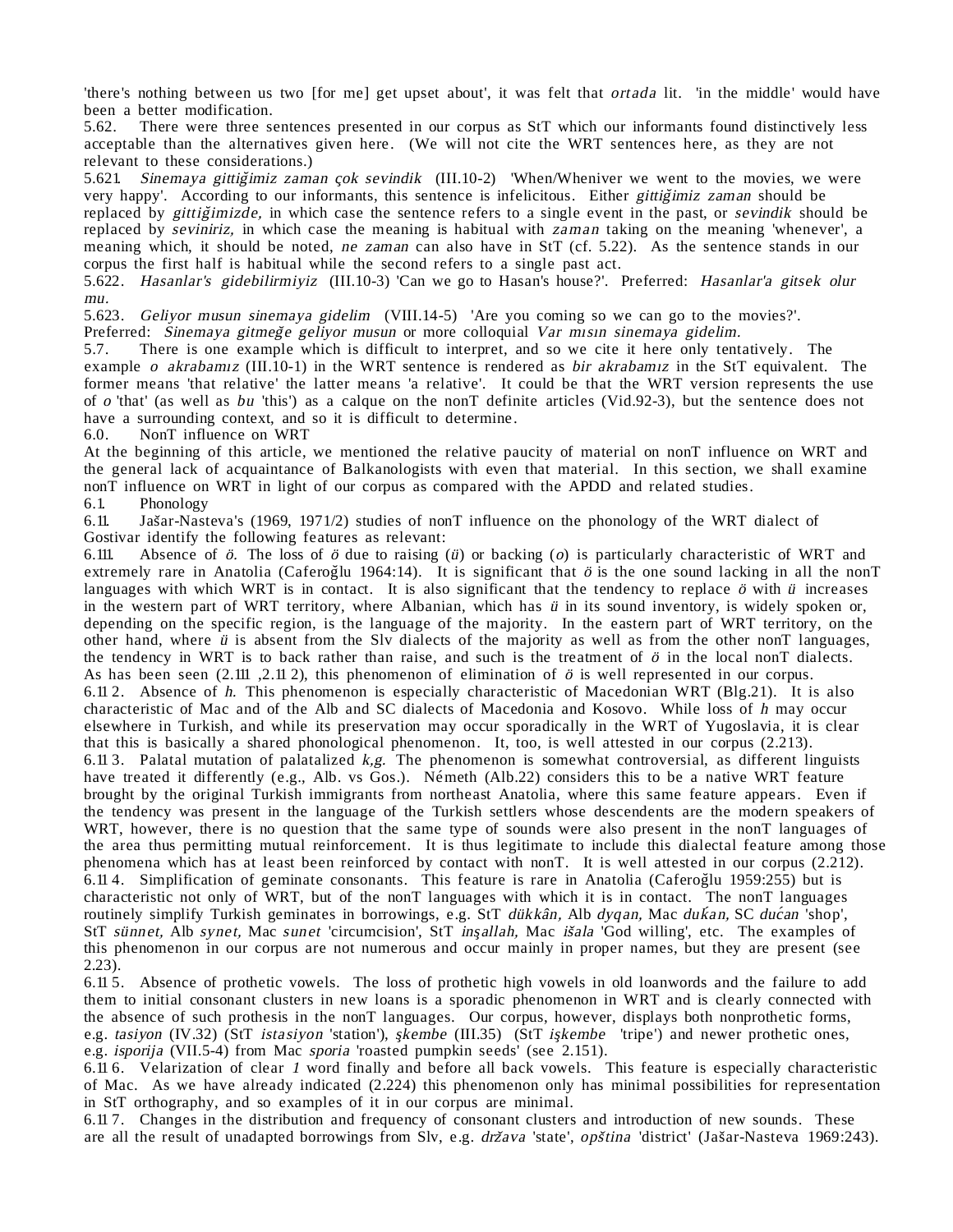'there's nothing between us two [for me] get upset about', it was felt that *ortada* lit. 'in the middle' would have been a better modification.

5.62. There were three sentences presented in our corpus as StT which our informants found distinctively less acceptable than the alternatives given here. (We will not cite the WRT sentences here, as they are not relevant to these considerations.)

5.621. *Sinemaya gittiğimiz zaman çok sevindik* (III.10-2) 'When/Wheniver we went to the movies, we were very happy'. According to our informants, this sentence is infelicitous. Either *gittiğimiz zaman* should be replaced by *gittiğimizde,* in which case the sentence refers to a single event in the past, or *sevindik* should be replaced by *seviniriz,* in which case the meaning is habitual with *zaman* taking on the meaning 'whenever', a meaning which, it should be noted, *ne zaman* can also have in StT (cf. 5.22). As the sentence stands in our corpus the first half is habitual while the second refers to a single past act.

5.622. *Hasanlar's gidebilirmiyiz* (III.10-3) 'Can we go to Hasan's house?'. Preferred: *Hasanlar'a gitsek olur mu.*

5.623. *Geliyor musun sinemaya gidelim* (VIII.14-5) 'Are you coming so we can go to the movies?'. Preferred: *Sinemaya gitmeğe geliyor musun* or more colloquial *Var mısın sinemaya gidelim.*

5.7. There is one example which is difficult to interpret, and so we cite it here only tentatively. The example *o akrabamız* (III.10-1) in the WRT sentence is rendered as *bir akrabamız* in the StT equivalent. The former means 'that relative' the latter means 'a relative'. It could be that the WRT version represents the use of *o* 'that' (as well as *bu* 'this') as a calque on the nonT definite articles (Vid.92-3), but the sentence does not have a surrounding context, and so it is difficult to determine.

6.0. NonT influence on WRT

At the beginning of this article, we mentioned the relative paucity of material on nonT influence on WRT and the general lack of acquaintance of Balkanologists with even that material. In this section, we shall examine nonT influence on WRT in light of our corpus as compared with the APDD and related studies.

6.1. Phonology

6.11. Jašar-Nasteva's (1969, 1971/2) studies of nonT influence on the phonology of the WRT dialect of Gostivar identify the following features as relevant:

6.111. Absence of *ö.* The loss of *ö* due to raising (*ü*) or backing (*o*) is particularly characteristic of WRT and extremely rare in Anatolia (Caferoğlu 1964:14). It is significant that *ö* is the one sound lacking in all the nonT languages with which WRT is in contact. It is also significant that the tendency to replace *ö* with *ü* increases in the western part of WRT territory, where Albanian, which has *ü* in its sound inventory, is widely spoken or, depending on the specific region, is the language of the majority. In the eastern part of WRT territory, on the other hand, where *ü* is absent from the Slv dialects of the majority as well as from the other nonT languages, the tendency in WRT is to back rather than raise, and such is the treatment of *ö* in the local nonT dialects. As has been seen (2.111 ,2.11 2), this phenomenon of elimination of *ö* is well represented in our corpus.

6.11 2. Absence of *h.* This phenomenon is especially characteristic of Macedonian WRT (Blg.21). It is also characteristic of Mac and of the Alb and SC dialects of Macedonia and Kosovo. While loss of *h* may occur elsewhere in Turkish, and while its preservation may occur sporadically in the WRT of Yugoslavia, it is clear that this is basically a shared phonological phenomenon. It, too, is well attested in our corpus (2.213).

6.11 3. Palatal mutation of palatalized *k,g.* The phenomenon is somewhat controversial, as different linguists have treated it differently (e.g., Alb. vs Gos.). Németh (Alb.22) considers this to be a native WRT feature brought by the original Turkish immigrants from northeast Anatolia, where this same feature appears. Even if the tendency was present in the language of the Turkish settlers whose descendents are the modern speakers of WRT, however, there is no question that the same type of sounds were also present in the nonT languages of the area thus permitting mutual reinforcement. It is thus legitimate to include this dialectal feature among those phenomena which has at least been reinforced by contact with nonT. It is well attested in our corpus (2.212).

6.11 4. Simplification of geminate consonants. This feature is rare in Anatolia (Caferoğlu 1959:255) but is characteristic not only of WRT, but of the nonT languages with which it is in contact. The nonT languages routinely simplify Turkish geminates in borrowings, e.g. StT *dükkân,* Alb *dyqan,* Mac *duḱan,* SC *dućan* 'shop', StT *sünnet,* Alb *synet,* Mac *sunet* 'circumcision', StT *inşallah,* Mac *išala* 'God willing', etc. The examples of this phenomenon in our corpus are not numerous and occur mainly in proper names, but they are present (see 2.23).

6.11 5. Absence of prothetic vowels. The loss of prothetic high vowels in old loanwords and the failure to add them to initial consonant clusters in new loans is a sporadic phenomenon in WRT and is clearly connected with the absence of such prothesis in the nonT languages. Our corpus, however, displays both nonprothetic forms, e.g. *tasiyon* (IV.32) (StT *istasiyon* 'station'), *şkembe* (III.35) (StT *işkembe* 'tripe') and newer prothetic ones, e.g. *isporija* (VII.5-4) from Mac *sporia* 'roasted pumpkin seeds' (see 2.151).

6.11 6. Velarization of clear *1* word finally and before all back vowels. This feature is especially characteristic of Mac. As we have already indicated (2.224) this phenomenon only has minimal possibilities for representation in StT orthography, and so examples of it in our corpus are minimal.

6.11 7. Changes in the distribution and frequency of consonant clusters and introduction of new sounds. These are all the result of unadapted borrowings from Slv, e.g. *država* 'state', *opština* 'district' (Jašar-Nasteva 1969:243).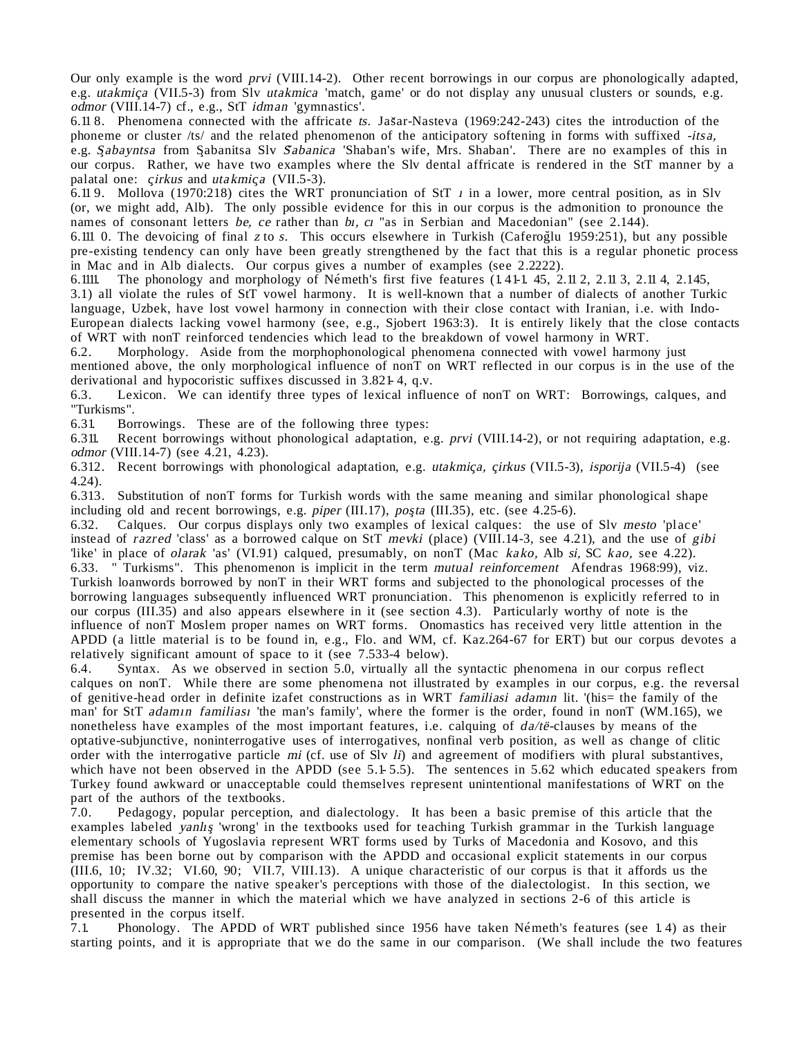Our only example is the word *prvi* (VIII.14-2). Other recent borrowings in our corpus are phonologically adapted, e.g. *utakmiça* (VII.5-3) from Slv *utakmica* 'match, game' or do not display any unusual clusters or sounds, e.g. *odmor* (VIII.14-7) cf., e.g., StT *idman* 'gymnastics'.

6.118. Phenomena connected with the affricate *ts.* Jašar-Nasteva (1969:242-243) cites the introduction of the phoneme or cluster /ts/ and the related phenomenon of the anticipatory softening in forms with suffixed *-itsa,* e.g. *Şabayntsa* from Şabanitsa Slv *Šabanica* 'Shaban's wife, Mrs. Shaban'. There are no examples of this in our corpus. Rather, we have two examples where the Slv dental affricate is rendered in the StT manner by a palatal one: *çirkus* and *utakmiça* (VII.5-3).

6.119. Mollova (1970:218) cites the WRT pronunciation of StT *ı* in a lower, more central position, as in Slv (or, we might add, Alb). The only possible evidence for this in our corpus is the admonition to pronounce the names of consonant letters *be, ce* rather than *bı, cı* "as in Serbian and Macedonian" (see 2.144).

6.1110. The devoicing of final *z* to *s*. This occurs elsewhere in Turkish (Caferoğlu 1959:251), but any possible pre-existing tendency can only have been greatly strengthened by the fact that this is a regular phonetic process in Mac and in Alb dialects. Our corpus gives a number of examples (see 2.2222).

6.1111. The phonology and morphology of Németh's first five features (1.41-1.45, 2.112, 2.113, 2.114, 2.145, 3.1) all violate the rules of StT vowel harmony. It is well-known that a number of dialects of another Turkic language, Uzbek, have lost vowel harmony in connection with their close contact with Iranian, i.e. with Indo-European dialects lacking vowel harmony (see, e.g., Sjobert 1963:3). It is entirely likely that the close contacts of WRT with nonT reinforced tendencies which lead to the breakdown of vowel harmony in WRT.

6.2. Morphology. Aside from the morphophonological phenomena connected with vowel harmony just mentioned above, the only morphological influence of nonT on WRT reflected in our corpus is in the use of the derivational and hypocoristic suffixes discussed in 3.821-4, q.v.

6.3. Lexicon. We can identify three types of lexical influence of nonT on WRT: Borrowings, calques, and "Turkisms".

6.31. Borrowings. These are of the following three types:

6.311. Recent borrowings without phonological adaptation, e.g. *prvi* (VIII.14-2), or not requiring adaptation, e.g. *odmor* (VIII.14-7) (see 4.21, 4.23).

6.312. Recent borrowings with phonological adaptation, e.g. *utakmiça, çirkus* (VII.5-3), *isporija* (VII.5-4) (see 4.24).

6.313. Substitution of nonT forms for Turkish words with the same meaning and similar phonological shape including old and recent borrowings, e.g. *piper* (III.17), *poşta* (III.35), etc. (see 4.25-6).

6.32. Calques. Our corpus displays only two examples of lexical calques: the use of Slv *mesto* 'place' instead of *razred* 'class' as a borrowed calque on StT *mevki* (place) (VIII.14-3, see 4.21), and the use of *gibi* 'like' in place of *olarak* 'as' (VI.91) calqued, presumably, on nonT (Mac *kako,* Alb *si,* SC *kao,* see 4.22).

6.33. " Turkisms". This phenomenon is implicit in the term *mutual reinforcement* Afendras 1968:99), viz. Turkish loanwords borrowed by nonT in their WRT forms and subjected to the phonological processes of the borrowing languages subsequently influenced WRT pronunciation. This phenomenon is explicitly referred to in our corpus (III.35) and also appears elsewhere in it (see section 4.3). Particularly worthy of note is the influence of nonT Moslem proper names on WRT forms. Onomastics has received very little attention in the APDD (a little material is to be found in, e.g., Flo. and WM, cf. Kaz.264-67 for ERT) but our corpus devotes a relatively significant amount of space to it (see 7.533-4 below).

6.4. Syntax. As we observed in section 5.0, virtually all the syntactic phenomena in our corpus reflect calques on nonT. While there are some phenomena not illustrated by examples in our corpus, e.g. the reversal of genitive-head order in definite izafet constructions as in WRT *familiasi adamın* lit. '(his= the family of the man' for StT *adamın familiası* 'the man's family', where the former is the order, found in nonT (WM.165), we nonetheless have examples of the most important features, i.e. calquing of *da/të*-clauses by means of the optative-subjunctive, noninterrogative uses of interrogatives, nonfinal verb position, as well as change of clitic order with the interrogative particle *mi* (cf. use of Slv *li*) and agreement of modifiers with plural substantives, which have not been observed in the APDD (see 5.1-5.5). The sentences in 5.62 which educated speakers from Turkey found awkward or unacceptable could themselves represent unintentional manifestations of WRT on the part of the authors of the textbooks.

7.0. Pedagogy, popular perception, and dialectology. It has been a basic premise of this article that the examples labeled *yanlış* 'wrong' in the textbooks used for teaching Turkish grammar in the Turkish language elementary schools of Yugoslavia represent WRT forms used by Turks of Macedonia and Kosovo, and this premise has been borne out by comparison with the APDD and occasional explicit statements in our corpus (III.6, 10; IV.32; VI.60, 90; VII.7, VIII.13). A unique characteristic of our corpus is that it affords us the opportunity to compare the native speaker's perceptions with those of the dialectologist. In this section, we shall discuss the manner in which the material which we have analyzed in sections 2-6 of this article is presented in the corpus itself.

7.1. Phonology. The APDD of WRT published since 1956 have taken Németh's features (see 1.4) as their starting points, and it is appropriate that we do the same in our comparison. (We shall include the two features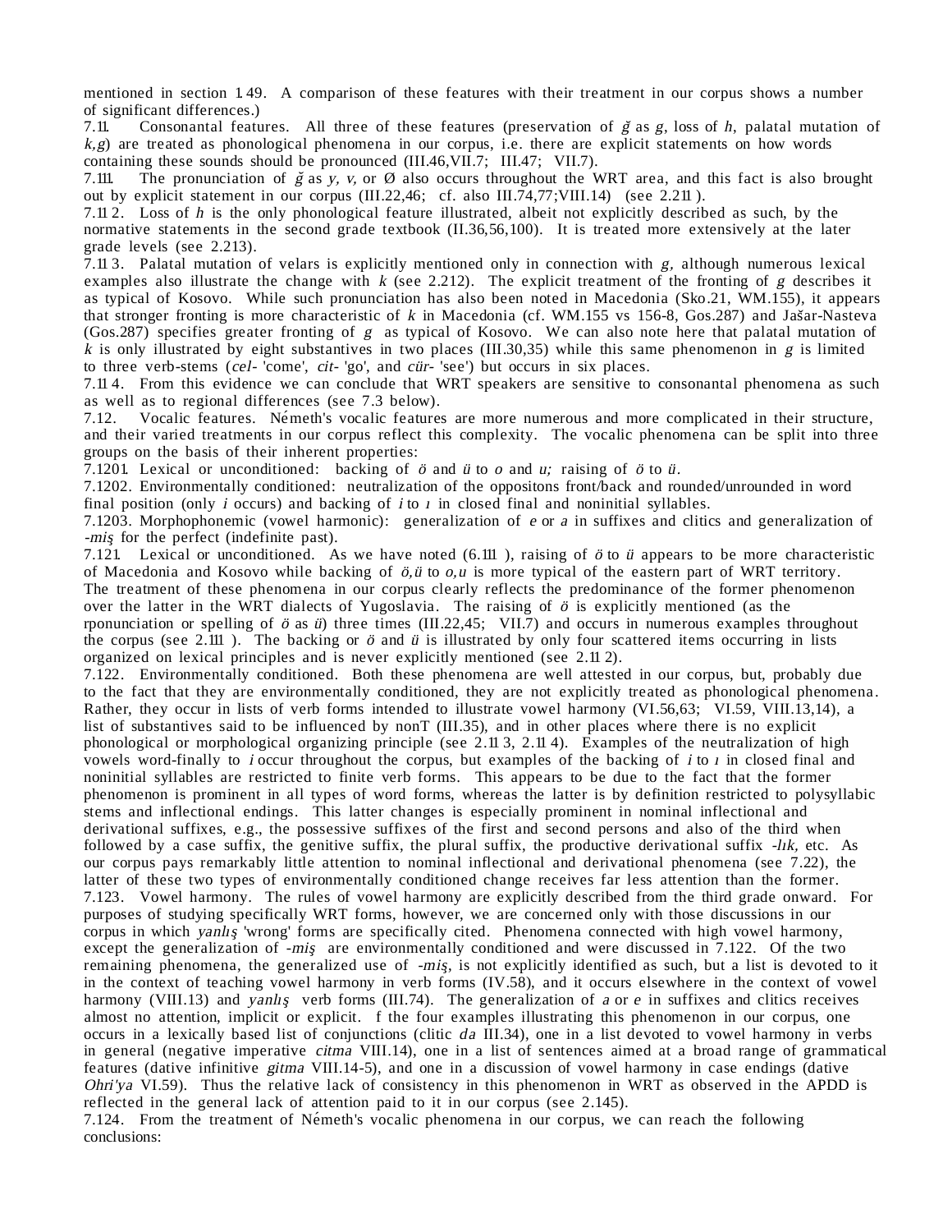mentioned in section 1.49. A comparison of these features with their treatment in our corpus shows a number of significant differences.)

7.11. Consonantal features. All three of these features (preservation of *ğ* as *g*, loss of *h*, palatal mutation of *k,g*) are treated as phonological phenomena in our corpus, i.e. there are explicit statements on how words containing these sounds should be pronounced (III.46,VII.7; III.47; VII.7).

7.111. The pronunciation of *ğ* as *y, v,* or Ø also occurs throughout the WRT area, and this fact is also brought out by explicit statement in our corpus (III.22,46; cf. also III.74,77;VIII.14) (see 2.211 ).

7.11 2. Loss of *h* is the only phonological feature illustrated, albeit not explicitly described as such, by the normative statements in the second grade textbook (II.36,56,100). It is treated more extensively at the later grade levels (see 2.213).

7.11 3. Palatal mutation of velars is explicitly mentioned only in connection with *g,* although numerous lexical examples also illustrate the change with *k* (see 2.212). The explicit treatment of the fronting of *g* describes it as typical of Kosovo. While such pronunciation has also been noted in Macedonia (Sko.21, WM.155), it appears that stronger fronting is more characteristic of *k* in Macedonia (cf. WM.155 vs 156-8, Gos.287) and Jašar-Nasteva (Gos.287) specifies greater fronting of *g* as typical of Kosovo. We can also note here that palatal mutation of *k* is only illustrated by eight substantives in two places (III.30,35) while this same phenomenon in *g* is limited to three verb-stems (*cel-* 'come', *cit-* 'go', and *cür-* 'see') but occurs in six places.

7.11 4. From this evidence we can conclude that WRT speakers are sensitive to consonantal phenomena as such as well as to regional differences (see 7.3 below).

7.12. Vocalic features. Németh's vocalic features are more numerous and more complicated in their structure, and their varied treatments in our corpus reflect this complexity. The vocalic phenomena can be split into three groups on the basis of their inherent properties:

7.1201. Lexical or unconditioned: backing of *ö* and *ü* to *o* and *u;* raising of *ö* to *ü*.

7.1202. Environmentally conditioned: neutralization of the oppositons front/back and rounded/unrounded in word final position (only *i* occurs) and backing of *i* to *ı* in closed final and noninitial syllables.

7.1203. Morphophonemic (vowel harmonic): generalization of *e* or *a* in suffixes and clitics and generalization of *-miş* for the perfect (indefinite past).

7.121. Lexical or unconditioned. As we have noted (6.111 ), raising of *ö* to *ü* appears to be more characteristic of Macedonia and Kosovo while backing of *ö,ü* to *o,u* is more typical of the eastern part of WRT territory. The treatment of these phenomena in our corpus clearly reflects the predominance of the former phenomenon over the latter in the WRT dialects of Yugoslavia. The raising of *ö* is explicitly mentioned (as the rponunciation or spelling of *ö* as *ü*) three times (III.22,45; VII.7) and occurs in numerous examples throughout the corpus (see 2.111 ). The backing or *ö* and *ü* is illustrated by only four scattered items occurring in lists organized on lexical principles and is never explicitly mentioned (see 2.11 2).

7.122. Environmentally conditioned. Both these phenomena are well attested in our corpus, but, probably due to the fact that they are environmentally conditioned, they are not explicitly treated as phonological phenomena. Rather, they occur in lists of verb forms intended to illustrate vowel harmony (VI.56,63; VI.59, VIII.13,14), a list of substantives said to be influenced by nonT (III.35), and in other places where there is no explicit phonological or morphological organizing principle (see 2.11 3, 2.11 4). Examples of the neutralization of high vowels word-finally to *i* occur throughout the corpus, but examples of the backing of *i* to *ı* in closed final and noninitial syllables are restricted to finite verb forms. This appears to be due to the fact that the former phenomenon is prominent in all types of word forms, whereas the latter is by definition restricted to polysyllabic stems and inflectional endings. This latter changes is especially prominent in nominal inflectional and derivational suffixes, e.g., the possessive suffixes of the first and second persons and also of the third when followed by a case suffix, the genitive suffix, the plural suffix, the productive derivational suffix *-lık,* etc. As our corpus pays remarkably little attention to nominal inflectional and derivational phenomena (see 7.22), the latter of these two types of environmentally conditioned change receives far less attention than the former.

7.123. Vowel harmony. The rules of vowel harmony are explicitly described from the third grade onward. For purposes of studying specifically WRT forms, however, we are concerned only with those discussions in our corpus in which *yanlış* 'wrong' forms are specifically cited. Phenomena connected with high vowel harmony, except the generalization of *-miş* are environmentally conditioned and were discussed in 7.122. Of the two remaining phenomena, the generalized use of *-miş*, is not explicitly identified as such, but a list is devoted to it in the context of teaching vowel harmony in verb forms (IV.58), and it occurs elsewhere in the context of vowel harmony (VIII.13) and *yanlış* verb forms (III.74). The generalization of *a* or *e* in suffixes and clitics receives almost no attention, implicit or explicit. f the four examples illustrating this phenomenon in our corpus, one occurs in a lexically based list of conjunctions (clitic *da* III.34), one in a list devoted to vowel harmony in verbs in general (negative imperative *citma* VIII.14), one in a list of sentences aimed at a broad range of grammatical features (dative infinitive *gitma* VIII.14-5), and one in a discussion of vowel harmony in case endings (dative *Ohri'ya* VI.59). Thus the relative lack of consistency in this phenomenon in WRT as observed in the APDD is reflected in the general lack of attention paid to it in our corpus (see 2.145).

7.124. From the treatment of Németh's vocalic phenomena in our corpus, we can reach the following conclusions: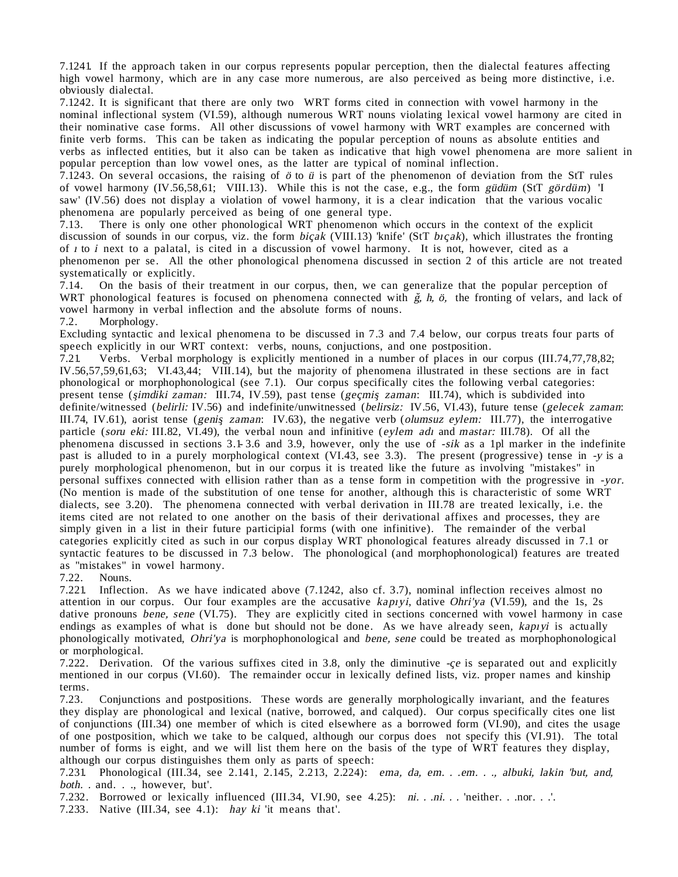7.1241. If the approach taken in our corpus represents popular perception, then the dialectal features affecting high vowel harmony, which are in any case more numerous, are also perceived as being more distinctive, i.e. obviously dialectal.

7.1242. It is significant that there are only two WRT forms cited in connection with vowel harmony in the nominal inflectional system (VI.59), although numerous WRT nouns violating lexical vowel harmony are cited in their nominative case forms. All other discussions of vowel harmony with WRT examples are concerned with finite verb forms. This can be taken as indicating the popular perception of nouns as absolute entities and verbs as inflected entities, but it also can be taken as indicative that high vowel phenomena are more salient in popular perception than low vowel ones, as the latter are typical of nominal inflection.

7.1243. On several occasions, the raising of *ö* to *ü* is part of the phenomenon of deviation from the StT rules of vowel harmony (IV.56,58,61; VIII.13). While this is not the case, e.g., the form *güdüm* (StT *gördüm*) 'I saw' (IV.56) does not display a violation of vowel harmony, it is a clear indication that the various vocalic phenomena are popularly perceived as being of one general type.

7.13. There is only one other phonological WRT phenomenon which occurs in the context of the explicit discussion of sounds in our corpus, viz. the form *biçak* (VIII.13) 'knife' (StT *bıçak*), which illustrates the fronting of *ı* to *i* next to a palatal, is cited in a discussion of vowel harmony. It is not, however, cited as a phenomenon per se. All the other phonological phenomena discussed in section 2 of this article are not treated systematically or explicitly.

7.14. On the basis of their treatment in our corpus, then, we can generalize that the popular perception of WRT phonological features is focused on phenomena connected with *ğ, h, ö,* the fronting of velars, and lack of vowel harmony in verbal inflection and the absolute forms of nouns.

7.2. Morphology.

Excluding syntactic and lexical phenomena to be discussed in 7.3 and 7.4 below, our corpus treats four parts of speech explicitly in our WRT context: verbs, nouns, conjuctions, and one postposition.

7.21. Verbs. Verbal morphology is explicitly mentioned in a number of places in our corpus (III.74,77,78,82; IV.56,57,59,61,63; VI.43,44; VIII.14), but the majority of phenomena illustrated in these sections are in fact phonological or morphophonological (see 7.1). Our corpus specifically cites the following verbal categories: present tense (*şimdiki zaman:* III.74, IV.59), past tense (*geçmiş zaman*: III.74), which is subdivided into definite/witnessed (*belirli:* IV.56) and indefinite/unwitnessed (*belirsiz:* IV.56, VI.43), future tense (*gelecek zaman*: III.74, IV.61), aorist tense (*geniş zaman*: IV.63), the negative verb (*olumsuz eylem:* III.77), the interrogative particle (*soru eki:* III.82, VI.49), the verbal noun and infinitive (*eylem adı* and *mastar:* III.78). Of all the phenomena discussed in sections 3.1-3.6 and 3.9, however, only the use of *-sik* as a 1pl marker in the indefinite past is alluded to in a purely morphological context (VI.43, see 3.3). The present (progressive) tense in *-y* is a purely morphological phenomenon, but in our corpus it is treated like the future as involving "mistakes" in personal suffixes connected with ellision rather than as a tense form in competition with the progressive in *-yor.* (No mention is made of the substitution of one tense for another, although this is characteristic of some WRT dialects, see 3.20). The phenomena connected with verbal derivation in III.78 are treated lexically, i.e. the items cited are not related to one another on the basis of their derivational affixes and processes, they are simply given in a list in their future participial forms (with one infinitive). The remainder of the verbal categories explicitly cited as such in our corpus display WRT phonological features already discussed in 7.1 or syntactic features to be discussed in 7.3 below. The phonological (and morphophonological) features are treated as "mistakes" in vowel harmony.

7.22. Nouns.

7.221. Inflection. As we have indicated above (7.1242, also cf. 3.7), nominal inflection receives almost no attention in our corpus. Our four examples are the accusative *kapıyi*, dative *Ohri'ya* (VI.59), and the 1s, 2s dative pronouns *bene, sene* (VI.75). They are explicitly cited in sections concerned with vowel harmony in case endings as examples of what is done but should not be done. As we have already seen, *kapıyi* is actually phonologically motivated, *Ohri'ya* is morphophonological and *bene, sene* could be treated as morphophonological or morphological.

7.222. Derivation. Of the various suffixes cited in 3.8, only the diminutive *-çe* is separated out and explicitly mentioned in our corpus (VI.60). The remainder occur in lexically defined lists, viz. proper names and kinship terms.

7.23. Conjunctions and postpositions. These words are generally morphologically invariant, and the features they display are phonological and lexical (native, borrowed, and calqued). Our corpus specifically cites one list of conjunctions (III.34) one member of which is cited elsewhere as a borrowed form (VI.90), and cites the usage of one postposition, which we take to be calqued, although our corpus does not specify this (VI.91). The total number of forms is eight, and we will list them here on the basis of the type of WRT features they display, although our corpus distinguishes them only as parts of speech:

7.231. Phonological (III.34, see 2.141, 2.145, 2.213, 2.224): *ema, da, em. . .em. . ., albuki, lakin* 'but, and, both. . and. . ., however, but'.

7.232. Borrowed or lexically influenced (III.34, VI.90, see 4.25): *ni. . .ni. . .* 'neither. . .nor. . .'.

7.233. Native (III.34, see 4.1): *hay ki* 'it means that'.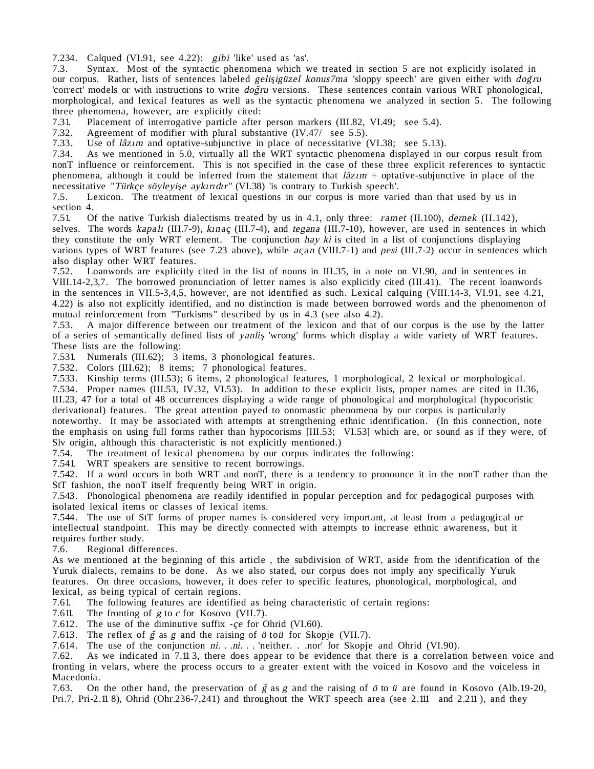7.234. Calqued (VI.91, see 4.22): *gibi* 'like' used as 'as'.

7.3. Syntax. Most of the syntactic phenomena which we treated in section 5 are not explicitly isolated in our corpus. Rather, lists of sentences labeled *gelişigüzel konus7ma* 'sloppy speech' are given either with *doğru* 'correct' models or with instructions to write *doğru* versions. These sentences contain various WRT phonological, morphological, and lexical features as well as the syntactic phenomena we analyzed in section 5. The following three phenomena, however, are explicitly cited:

7.31. Placement of interrogative particle after person markers (III.82, VI.49; see 5.4).

7.32. Agreement of modifier with plural substantive (IV.47/ see 5.5).

7.33. Use of *lâzım* and optative-subjunctive in place of necessitative (VI.38; see 5.13).

7.34. As we mentioned in 5.0, virtually all the WRT syntactic phenomena displayed in our corpus result from nonT influence or reinforcement. This is not specified in the case of these three explicit references to syntactic phenomena, although it could be inferred from the statement that *lâzım* + optative-subjunctive in place of the necessitative "*Türkçe söyleyişe aykırıdır"* (VI.38) 'is contrary to Turkish speech'.

7.5. Lexicon. The treatment of lexical questions in our corpus is more varied than that used by us in section 4.

7.51. Of the native Turkish dialectisms treated by us in 4.1, only three: *ramet* (II.100), *dernek* (II.142), selves. The words *kapalı* (III.7-9), *kınaç* (III.7-4), and *tegana* (III.7-10), however, are used in sentences in which they constitute the only WRT element. The conjunction *hay ki* is cited in a list of conjunctions displaying various types of WRT features (see 7.23 above), while *açan* (VIII.7-1) and *pesi* (III.7-2) occur in sentences which also display other WRT features.

7.52. Loanwords are explicitly cited in the list of nouns in III.35, in a note on VI.90, and in sentences in VIII.14-2,3,7. The borrowed pronunciation of letter names is also explicitly cited (III.41). The recent loanwords in the sentences in VII.5-3,4,5, however, are not identified as such. Lexical calquing (VIII.14-3, VI.91, see 4.21, 4.22) is also not explicitly identified, and no distinction is made between borrowed words and the phenomenon of mutual reinforcement from "Turkisms" described by us in 4.3 (see also 4.2).

7.53. A major difference between our treatment of the lexicon and that of our corpus is the use by the latter of a series of semantically defined lists of *yanliş* 'wrong' forms which display a wide variety of WRT features. These lists are the following:

7.531. Numerals (III.62); 3 items, 3 phonological features.

7.532. Colors (III.62); 8 items; 7 phonological features.

7.533. Kinship terms (III.53); 6 items, 2 phonological features, 1 morphological, 2 lexical or morphological.

7.534. Proper names (III.53, IV.32, VI.53). In addition to these explicit lists, proper names are cited in II.36, III.23, 47 for a total of 48 occurrences displaying a wide range of phonological and morphological (hypocoristic derivational) features. The great attention payed to onomastic phenomena by our corpus is particularly noteworthy. It may be associated with attempts at strengthening ethnic identification. (In this connection, note the emphasis on using full forms rather than hypocorisms [III.53; VI.53] which are, or sound as if they were, of Slv origin, although this characteristic is not explicitly mentioned.)

7.54. The treatment of lexical phenomena by our corpus indicates the following:

7.541. WRT speakers are sensitive to recent borrowings.

7.542. If a word occurs in both WRT and nonT, there is a tendency to pronounce it in the nonT rather than the StT fashion, the nonT itself frequently being WRT in origin.

7.543. Phonological phenomena are readily identified in popular perception and for pedagogical purposes with isolated lexical items or classes of lexical items.

7.544. The use of StT forms of proper names is considered very important, at least from a pedagogical or intellectual standpoint. This may be directly connected with attempts to increase ethnic awareness, but it requires further study.

7.6. Regional differences.

As we mentioned at the beginning of this article , the subdivision of WRT, aside from the identification of the Yuruk dialects, remains to be done. As we also stated, our corpus does not imply any specifically Yuruk features. On three occasions, however, it does refer to specific features, phonological, morphological, and lexical, as being typical of certain regions.

7.61. The following features are identified as being characteristic of certain regions:

7.611. The fronting of *g* to *c* for Kosovo (VII.7).

7.612. The use of the diminutive suffix *-çe* for Ohrid (VI.60).

7.613. The reflex of *ğ* as *g* and the raising of *ö* to *ü* for Skopje (VII.7).

7.614. The use of the conjunction *ni. . .ni. . .* 'neither. . .nor' for Skopje and Ohrid (VI.90).

7.62. As we indicated in 7.113, there does appear to be evidence that there is a correlation between voice and fronting in velars, where the process occurs to a greater extent with the voiced in Kosovo and the voiceless in Macedonia.

7.63. On the other hand, the preservation of *ğ* as *g* and the raising of *ö* to *ü* are found in Kosovo (Alb.19-20, Pri.7, Pri-2.118), Ohrid (Ohr.236-7,241) and throughout the WRT speech area (see 2.111 and 2.211 ), and they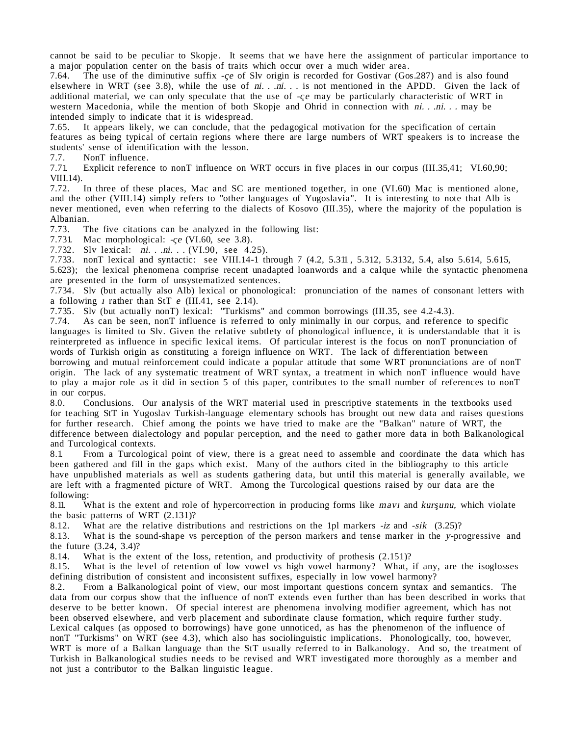cannot be said to be peculiar to Skopje. It seems that we have here the assignment of particular importance to a major population center on the basis of traits which occur over a much wider area.

7.64. The use of the diminutive suffix *-çe* of Slv origin is recorded for Gostivar (Gos.287) and is also found elsewhere in WRT (see 3.8), while the use of *ni. . .ni. . .* is not mentioned in the APDD. Given the lack of additional material, we can only speculate that the use of *-çe* may be particularly characteristic of WRT in western Macedonia, while the mention of both Skopje and Ohrid in connection with *ni. . .ni. . .* may be intended simply to indicate that it is widespread.

7.65. It appears likely, we can conclude, that the pedagogical motivation for the specification of certain features as being typical of certain regions where there are large numbers of WRT speakers is to increase the students' sense of identification with the lesson.

7.7. NonT influence.

7.71. Explicit reference to nonT influence on WRT occurs in five places in our corpus (III.35,41; VI.60,90; VIII.14).

7.72. In three of these places, Mac and SC are mentioned together, in one (VI.60) Mac is mentioned alone, and the other (VIII.14) simply refers to "other languages of Yugoslavia". It is interesting to note that Alb is never mentioned, even when referring to the dialects of Kosovo (III.35), where the majority of the population is Albanian.

7.73. The five citations can be analyzed in the following list:

7.731. Mac morphological: *-çe* (VI.60, see 3.8).

7.732. Slv lexical: *ni. . .ni. . .* (VI.90, see 4.25).

7.733. nonT lexical and syntactic: see VIII.14-1 through 7 (4.2, 5.311, 5.312, 5.3132, 5.4, also 5.614, 5.615, 5.623); the lexical phenomena comprise recent unadapted loanwords and a calque while the syntactic phenomena are presented in the form of unsystematized sentences.

7.734. Slv (but actually also Alb) lexical or phonological: pronunciation of the names of consonant letters with a following *ı* rather than StT *e* (III.41, see 2.14).

7.735. Slv (but actually nonT) lexical: "Turkisms" and common borrowings (III.35, see 4.2-4.3).

7.74. As can be seen, nonT influence is referred to only minimally in our corpus, and reference to specific languages is limited to Slv. Given the relative subtlety of phonological influence, it is understandable that it is reinterpreted as influence in specific lexical items. Of particular interest is the focus on nonT pronunciation of words of Turkish origin as constituting a foreign influence on WRT. The lack of differentiation between borrowing and mutual reinforcement could indicate a popular attitude that some WRT pronunciations are of nonT origin. The lack of any systematic treatment of WRT syntax, a treatment in which nonT influence would have to play a major role as it did in section 5 of this paper, contributes to the small number of references to nonT in our corpus.

8.0. Conclusions. Our analysis of the WRT material used in prescriptive statements in the textbooks used for teaching StT in Yugoslav Turkish-language elementary schools has brought out new data and raises questions for further research. Chief among the points we have tried to make are the "Balkan" nature of WRT, the difference between dialectology and popular perception, and the need to gather more data in both Balkanological and Turcological contexts.

8.1. From a Turcological point of view, there is a great need to assemble and coordinate the data which has been gathered and fill in the gaps which exist. Many of the authors cited in the bibliography to this article have unpublished materials as well as students gathering data, but until this material is generally available, we are left with a fragmented picture of WRT. Among the Turcological questions raised by our data are the following:

8.11. What is the extent and role of hypercorrection in producing forms like *mavı* and *kurşunu,* which violate the basic patterns of WRT (2.131)?

8.12. What are the relative distributions and restrictions on the 1pl markers *-iz* and *-sik* (3.25)?

8.13. What is the sound-shape vs perception of the person markers and tense marker in the *y*-progressive and the future (3.24, 3.4)?

8.14. What is the extent of the loss, retention, and productivity of prothesis (2.151)?

8.15. What is the level of retention of low vowel vs high vowel harmony? What, if any, are the isoglosses defining distribution of consistent and inconsistent suffixes, especially in low vowel harmony?

8.2. From a Balkanological point of view, our most important questions concern syntax and semantics. The data from our corpus show that the influence of nonT extends even further than has been described in works that deserve to be better known. Of special interest are phenomena involving modifier agreement, which has not been observed elsewhere, and verb placement and subordinate clause formation, which require further study. Lexical calques (as opposed to borrowings) have gone unnoticed, as has the phenomenon of the influence of nonT "Turkisms" on WRT (see 4.3), which also has sociolinguistic implications. Phonologically, too, however, WRT is more of a Balkan language than the StT usually referred to in Balkanology. And so, the treatment of Turkish in Balkanological studies needs to be revised and WRT investigated more thoroughly as a member and not just a contributor to the Balkan linguistic league.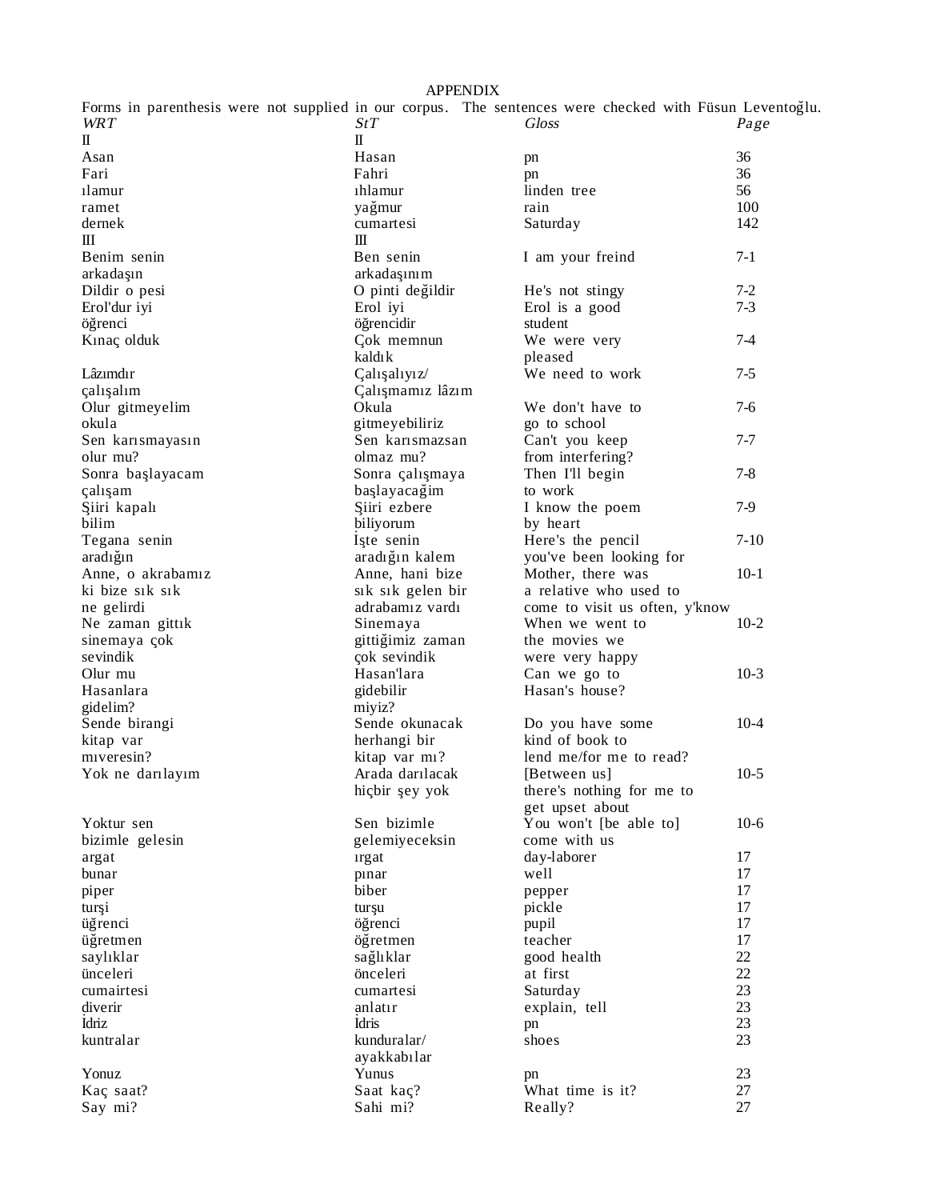# APPENDIX

Forms in parenthesis were not supplied in our corpus. The sentences were checked with Füsun Leventoğlu.

| *WRT* | *StT* | *Gloss* | *Page* |
|---|---|---|---|
| II | II | | |
| Asan | Hasan | pn | 36 |
| Fari | Fahri | pn | 36 |
| ılamur | ıhlamur | linden tree | 56 |
| ramet | yağmur | rain | 100 |
| dernek | cumartesi | Saturday | 142 |
| III | III | | |
| Benim senin arkadaşın | Ben senin arkadaşınım | I am your freind | 7-1 |
| Dildir o pesi | O pinti değildir | He's not stingy | 7-2 |
| Erol'dur iyi öğrenci | Erol iyi öğrencidir | Erol is a good student | 7-3 |
| Kınaç olduk | Çok memnun kaldık | We were very pleased | 7-4 |
| Lâzımdır çalışalım | Çalışalıyız/ Çalışmamız lâzım | We need to work | 7-5 |
| Olur gitmeyelim okula | Okula gitmeyebiliriz | We don't have to go to school | 7-6 |
| Sen karısmayasın olur mu? | Sen karısmazsan olmaz mu? | Can't you keep from interfering? | 7-7 |
| Sonra başlayacam çalışam | Sonra çalışmaya başlayacağim | Then I'll begin to work | 7-8 |
| Şiiri kapalı bilim | Şiiri ezbere biliyorum | I know the poem by heart | 7-9 |
| Tegana senin aradığın | İşte senin aradığın kalem | Here's the pencil you've been looking for | 7-10 |
| Anne, o akrabamız ki bize sık sık ne gelirdi | Anne, hani bize sık sık gelen bir adrabamız vardı | Mother, there was a relative who used to come to visit us often, y'know | 10-1 |
| Ne zaman gittık sinemaya çok sevindik | Sinemaya gittiğimiz zaman çok sevindik | When we went to the movies we were very happy | 10-2 |
| Olur mu Hasanlara gidelim? | Hasan'lara gidebilir miyiz? | Can we go to Hasan's house? | 10-3 |
| Sende birangi kitap var mıveresin? | Sende okunacak herhangi bir kitap var mı? | Do you have some kind of book to lend me/for me to read? | 10-4 |
| Yok ne darılayım | Arada darılacak hiçbir şey yok | [Between us] there's nothing for me to get upset about | 10-5 |
| Yoktur sen bizimle gelesin | Sen bizimle gelemiyeceksin | You won't [be able to] come with us | 10-6 |
| argat | ırgat | day-laborer | 17 |
| bunar | pınar | well | 17 |
| piper | biber | pepper | 17 |
| turşi | turşu | pickle | 17 |
| üğrenci | öğrenci | pupil | 17 |
| üğretmen | öğretmen | teacher | 17 |
| saylıklar | sağlıklar | good health | 22 |
| ünceleri | önceleri | at first | 22 |
| cumairtesi | cumartesi | Saturday | 23 |
| ḍiverir | ạnlatır | explain, tell | 23 |
| İdriz | İdris | pn | 23 |
| kuntralar | kunduralar/ ayakkabılar | shoes | 23 |
| Yonuz | Yunus | pn | 23 |
| Kaç saat? | Saat kaç? | What time is it? | 27 |
| Say mi? | Sahi mi? | Really? | 27 |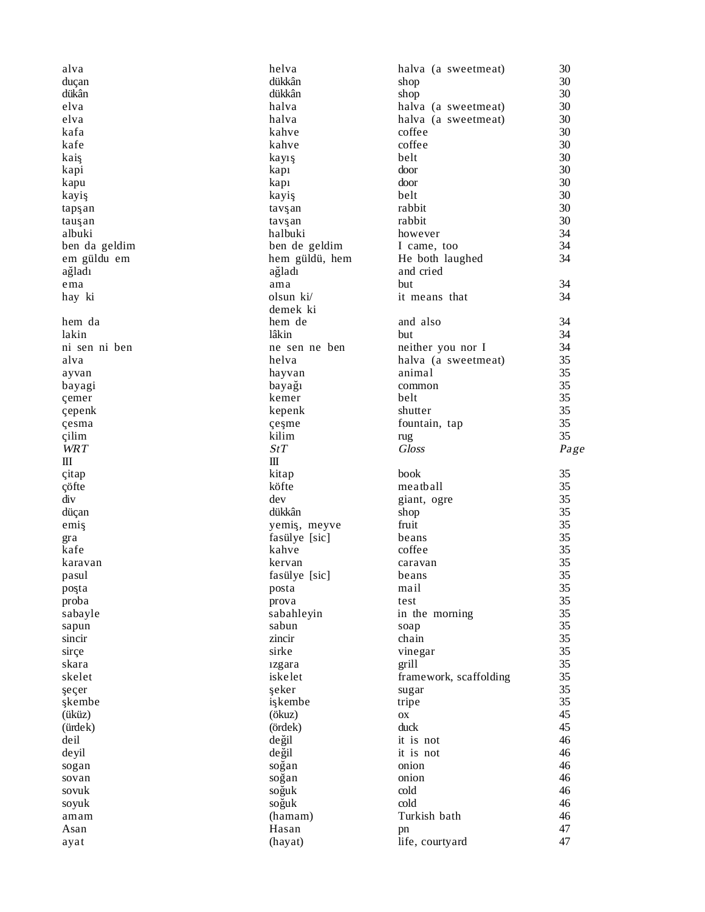| | | | |
|---|---|---|---|
| alva | helva | halva (a sweetmeat) | 30 |
| duçan | dükkân | shop | 30 |
| dükân | dükkân | shop | 30 |
| elva | halva | halva (a sweetmeat) | 30 |
| elva | halva | halva (a sweetmeat) | 30 |
| kafa | kahve | coffee | 30 |
| kafe | kahve | coffee | 30 |
| kaiş | kayış | belt | 30 |
| kapi | kapı | door | 30 |
| kapu | kapı | door | 30 |
| kayiş | kayiş | belt | 30 |
| tapşan | tavşan | rabbit | 30 |
| tauşan | tavşan | rabbit | 30 |
| albuki | halbuki | however | 34 |
| ben da geldim | ben de geldim | I came, too | 34 |
| em güldu em ağladı | hem güldü, hem ağladı | He both laughed and cried | 34 |
| ema | ama | but | 34 |
| hay ki | olsun ki/ demek ki | it means that | 34 |
| hem da | hem de | and also | 34 |
| lakin | lâkin | but | 34 |
| ni sen ni ben | ne sen ne ben | neither you nor I | 34 |
| alva | helva | halva (a sweetmeat) | 35 |
| ayvan | hayvan | animal | 35 |
| bayagi | bayağı | common | 35 |
| çemer | kemer | belt | 35 |
| çepenk | kepenk | shutter | 35 |
| çesma | çeşme | fountain, tap | 35 |
| çilim | kilim | rug | 35 |
| *WRT* | *StT* | *Gloss* | *Page* |
| III | III | | |
| çitap | kitap | book | 35 |
| çöfte | köfte | meatball | 35 |
| div | dev | giant, ogre | 35 |
| düçan | dükkân | shop | 35 |
| emiş | yemiş, meyve | fruit | 35 |
| gra | fasülye [sic] | beans | 35 |
| kafe | kahve | coffee | 35 |
| karavan | kervan | caravan | 35 |
| pasul | fasülye [sic] | beans | 35 |
| poşta | posta | mail | 35 |
| proba | prova | test | 35 |
| sabayle | sabahleyin | in the morning | 35 |
| sapun | sabun | soap | 35 |
| sincir | zincir | chain | 35 |
| sirçe | sirke | vinegar | 35 |
| skara | ızgara | grill | 35 |
| skelet | iskelet | framework, scaffolding | 35 |
| şeçer | şeker | sugar | 35 |
| şkembe | işkembe | tripe | 35 |
| (üküz) | (ökuz) | ox | 45 |
| (ürdek) | (ördek) | duck | 45 |
| deil | değil | it is not | 46 |
| deyil | değil | it is not | 46 |
| sogan | soğan | onion | 46 |
| sovan | soğan | onion | 46 |
| sovuk | soğuk | cold | 46 |
| soyuk | soğuk | cold | 46 |
| amam | (hamam) | Turkish bath | 46 |
| Asan | Hasan | pn | 47 |
| ayat | (hayat) | life, courtyard | 47 |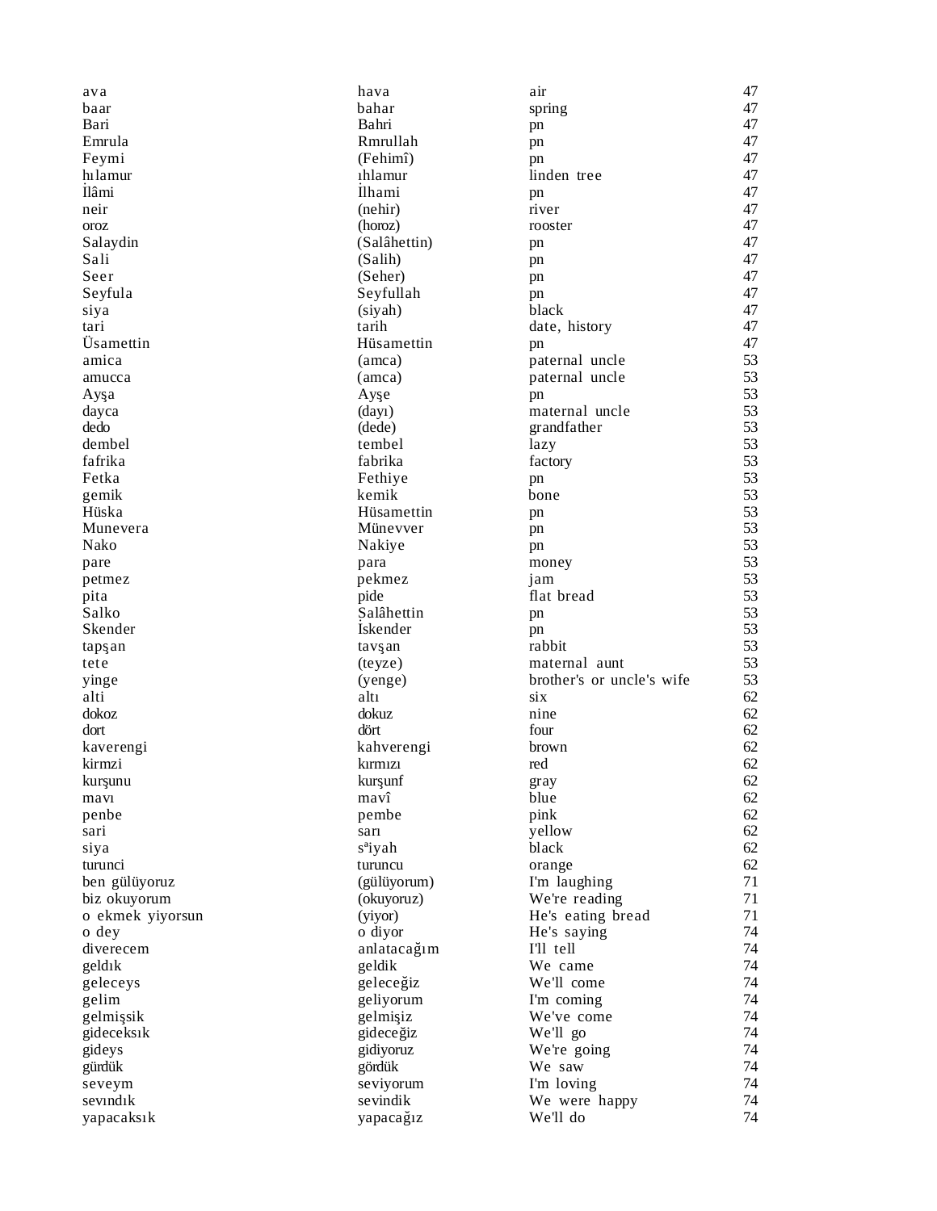| | | | |
|---|---|---|---|
| ava | hava | air | 47 |
| baar | bahar | spring | 47 |
| Bari | Bahri | pn | 47 |
| Emrula | Rmrullah | pn | 47 |
| Feymi | (Fehimî) | pn | 47 |
| hılamur | ıhlamur | linden tree | 47 |
| İlâmi | İlhami | pn | 47 |
| neir | (nehir) | river | 47 |
| oroz | (horoz) | rooster | 47 |
| Salaydin | (Salâhettin) | pn | 47 |
| Sali | (Salih) | pn | 47 |
| Seer | (Seher) | pn | 47 |
| Seyfula | Seyfullah | pn | 47 |
| siya | (siyah) | black | 47 |
| tari | tarih | date, history | 47 |
| Üsamettin | Hüsamettin | pn | 47 |
| amica | (amca) | paternal uncle | 53 |
| amucca | (amca) | paternal uncle | 53 |
| Ayşa | Ayşe | pn | 53 |
| dayca | (dayı) | maternal uncle | 53 |
| dedo | (dede) | grandfather | 53 |
| dembel | tembel | lazy | 53 |
| fafrika | fabrika | factory | 53 |
| Fetka | Fethiye | pn | 53 |
| gemik | kemik | bone | 53 |
| Hüska | Hüsamettin | pn | 53 |
| Munevera | Münevver | pn | 53 |
| Nako | Nakiye | pn | 53 |
| pare | para | money | 53 |
| petmez | pekmez | jam | 53 |
| pita | pide | flat bread | 53 |
| Salko | Ṣalâhettin | pn | 53 |
| Skender | İskender | pn | 53 |
| tapşan | tavşan | rabbit | 53 |
| tete | (teyze) | maternal aunt | 53 |
| yinge | (yenge) | brother's or uncle's wife | 53 |
| alti | altı | six | 62 |
| dokoz | dokuz | nine | 62 |
| dort | dört | four | 62 |
| kaverengi | kahverengi | brown | 62 |
| kirmzi | kırmızı | red | 62 |
| kurşunu | kurşunf | gray | 62 |
| mavı | mavî | blue | 62 |
| penbe | pembe | pink | 62 |
| sari | sarı | yellow | 62 |
| siya | s[a]iyah | black | 62 |
| turunci | turuncu | orange | 62 |
| ben gülüyoruz | (gülüyorum) | I'm laughing | 71 |
| biz okuyorum | (okuyoruz) | We're reading | 71 |
| o ekmek yiyorsun | (yiyor) | He's eating bread | 71 |
| o dey | o diyor | He's saying | 74 |
| diverecem | anlatacağım | I'll tell | 74 |
| geldık | geldik | We came | 74 |
| geleceys | geleceğiz | We'll come | 74 |
| gelim | geliyorum | I'm coming | 74 |
| gelmişsik | gelmişiz | We've come | 74 |
| gideceksık | gideceğiz | We'll go | 74 |
| gideys | gidiyoruz | We're going | 74 |
| gürdük | gördük | We saw | 74 |
| seveym | seviyorum | I'm loving | 74 |
| sevındık | sevindik | We were happy | 74 |
| yapacaksık | yapacağız | We'll do | 74 |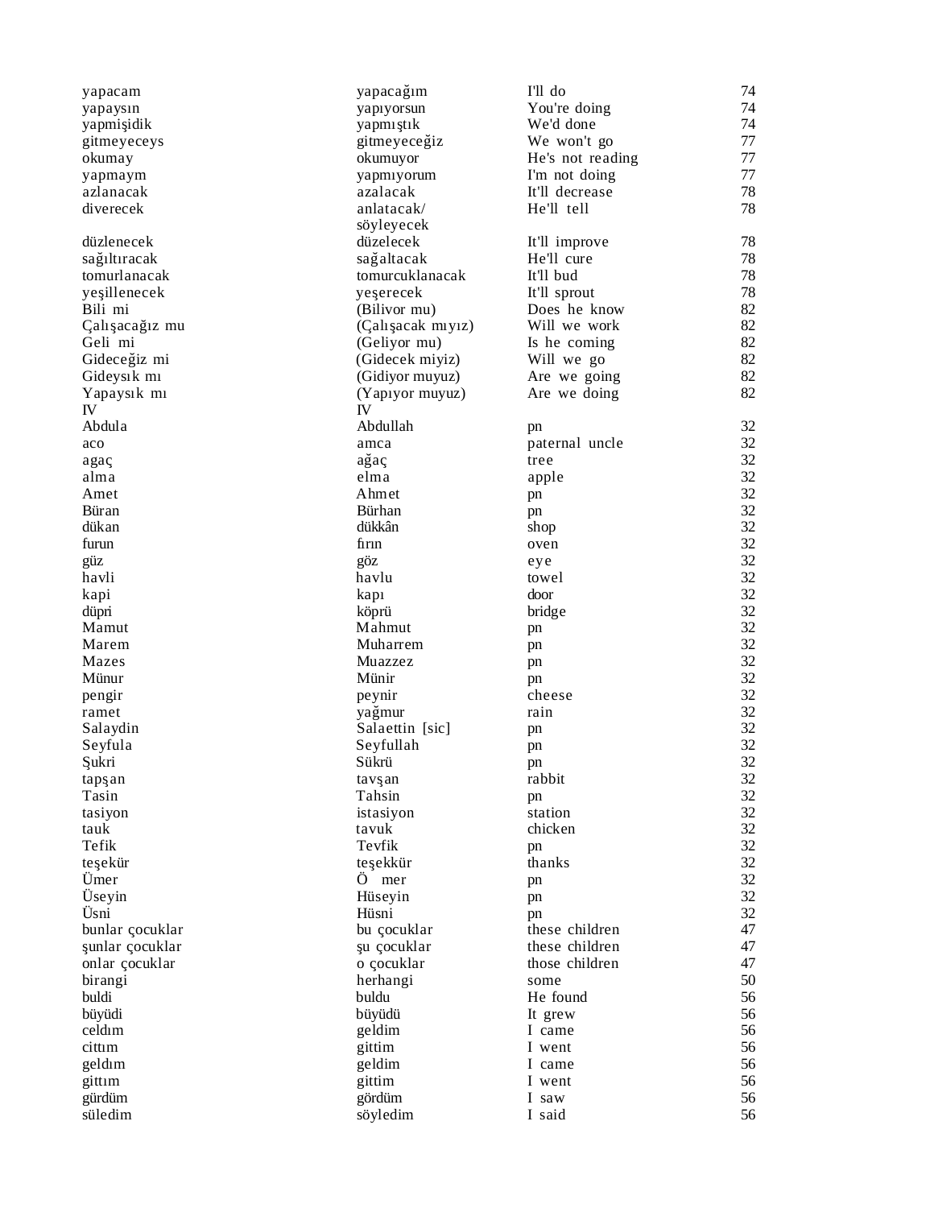| | | | |
|---|---|---|---|
| yapacam | yapacağım | I'll do | 74 |
| yapaysın | yapıyorsun | You're doing | 74 |
| yapmişidik | yapmıştık | We'd done | 74 |
| gitmeyeceys | gitmeyeceğiz | We won't go | 77 |
| okumay | okumuyor | He's not reading | 77 |
| yapmaym | yapmıyorum | I'm not doing | 77 |
| azlanacak | azalacak | It'll decrease | 78 |
| diverecek | anlatacak/ söyleyecek | He'll tell | 78 |
| düzlenecek | düzelecek | It'll improve | 78 |
| sağıltıracak | sağaltacak | He'll cure | 78 |
| tomurlanacak | tomurcuklanacak | It'll bud | 78 |
| yeşillenecek | yeşerecek | It'll sprout | 78 |
| Bili mi | (Bilivor mu) | Does he know | 82 |
| Çalışacağız mu | (Çalışacak mıyız) | Will we work | 82 |
| Geli mi | (Geliyor mu) | Is he coming | 82 |
| Gideceğiz mi | (Gidecek miyiz) | Will we go | 82 |
| Gideysık mı | (Gidiyor muyuz) | Are we going | 82 |
| Yapaysık mı | (Yapıyor muyuz) | Are we doing | 82 |
| IV | IV | | |
| Abdula | Abdullah | pn | 32 |
| aco | amca | paternal uncle | 32 |
| agaç | ağaç | tree | 32 |
| alma | elma | apple | 32 |
| Amet | Ahmet | pn | 32 |
| Büran | Bürhan | pn | 32 |
| dükan | dükkân | shop | 32 |
| furun | fırın | oven | 32 |
| güz | göz | eye | 32 |
| havli | havlu | towel | 32 |
| kapi | kapı | door | 32 |
| düpri | köprü | bridge | 32 |
| Mamut | Mahmut | pn | 32 |
| Marem | Muharrem | pn | 32 |
| Mazes | Muazzez | pn | 32 |
| Münur | Münir | pn | 32 |
| pengir | peynir | cheese | 32 |
| ramet | yağmur | rain | 32 |
| Salaydin | Salaettin [sic] | pn | 32 |
| Seyfula | Seyfullah | pn | 32 |
| Şukri | Sükrü | pn | 32 |
| tapşan | tavşan | rabbit | 32 |
| Tasin | Tahsin | pn | 32 |
| tasiyon | istasiyon | station | 32 |
| tauk | tavuk | chicken | 32 |
| Tefik | Tevfik | pn | 32 |
| teşekür | teşekkür | thanks | 32 |
| Ümer | Ö mer | pn | 32 |
| Üseyin | Hüseyin | pn | 32 |
| Üsni | Hüsni | pn | 32 |
| bunlar çocuklar | bu çocuklar | these children | 47 |
| şunlar çocuklar | şu çocuklar | these children | 47 |
| onlar çocuklar | o çocuklar | those children | 47 |
| birangi | herhangi | some | 50 |
| buldi | buldu | He found | 56 |
| büyüdi | büyüdü | It grew | 56 |
| celdım | geldim | I came | 56 |
| cittım | gittim | I went | 56 |
| geldım | geldim | I came | 56 |
| gittım | gittim | I went | 56 |
| gürdüm | gördüm | I saw | 56 |
| süledim | söyledim | I said | 56 |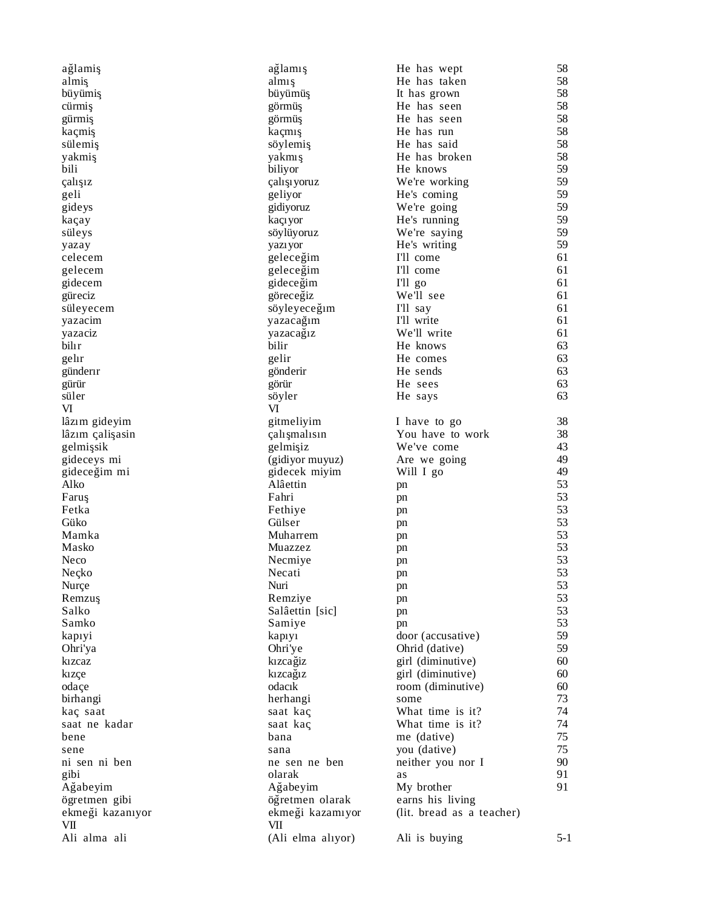| | | | |
|---|---|---|---|
| ağlamiş | ağlamış | He has wept | 58 |
| almiş | almış | He has taken | 58 |
| büyümiş | büyümüş | It has grown | 58 |
| cürmiş | görmüş | He has seen | 58 |
| gürmiş | görmüş | He has seen | 58 |
| kaçmiş | kaçmış | He has run | 58 |
| sülemiş | söylemiş | He has said | 58 |
| yakmiş | yakmış | He has broken | 58 |
| bili | biliyor | He knows | 59 |
| çalışız | çalışıyoruz | We're working | 59 |
| geli | geliyor | He's coming | 59 |
| gideys | gidiyoruz | We're going | 59 |
| kaçay | kaçıyor | He's running | 59 |
| süleys | söylüyoruz | We're saying | 59 |
| yazay | yazıyor | He's writing | 59 |
| celecem | geleceğim | I'll come | 61 |
| gelecem | geleceğim | I'll come | 61 |
| gidecem | gideceğim | I'll go | 61 |
| güreciz | göreceğiz | We'll see | 61 |
| süleyecem | söyleyeceğım | I'll say | 61 |
| yazacim | yazacağım | I'll write | 61 |
| yazaciz | yazacağız | We'll write | 61 |
| bilır | bilir | He knows | 63 |
| gelır | gelir | He comes | 63 |
| günderır | gönderir | He sends | 63 |
| gürür | görür | He sees | 63 |
| süler | söyler | He says | 63 |
| VI | VI | | |
| lâzım gideyim | gitmeliyim | I have to go | 38 |
| lâzım çalişasin | çalışmalısın | You have to work | 38 |
| gelmişsik | gelmişiz | We've come | 43 |
| gideceys mi | (gidiyor muyuz) | Are we going | 49 |
| gideceğim mi | gidecek miyim | Will I go | 49 |
| Alko | Alâettin | pn | 53 |
| Faruş | Fahri | pn | 53 |
| Fetka | Fethiye | pn | 53 |
| Güko | Gülser | pn | 53 |
| Mamka | Muharrem | pn | 53 |
| Masko | Muazzez | pn | 53 |
| Neco | Necmiye | pn | 53 |
| Neçko | Necati | pn | 53 |
| Nurçe | Nuri | pn | 53 |
| Remzuş | Remziye | pn | 53 |
| Salko | Salâettin [sic] | pn | 53 |
| Samko | Samiye | pn | 53 |
| kapıyi | kapıyı | door (accusative) | 59 |
| Ohri'ya | Ohri'ye | Ohrid (dative) | 59 |
| kızcaz | kızcağiz | girl (diminutive) | 60 |
| kızçe | kızcağız | girl (diminutive) | 60 |
| odaçe | odacık | room (diminutive) | 60 |
| birhangi | herhangi | some | 73 |
| kaç saat | saat kaç | What time is it? | 74 |
| saat ne kadar | saat kaç | What time is it? | 74 |
| bene | bana | me (dative) | 75 |
| sene | sana | you (dative) | 75 |
| ni sen ni ben | ne sen ne ben | neither you nor I | 90 |
| gibi | olarak | as | 91 |
| Ağabeyim | Ağabeyim | My brother | 91 |
| öğretmen gibi | öğretmen olarak | earns his living | |
| ekmeği kazanıyor | ekmeği kazamıyor | (lit. bread as a teacher) | |
| VII | VII | | |
| Ali alma ali | (Ali elma alıyor) | Ali is buying | 5-1 |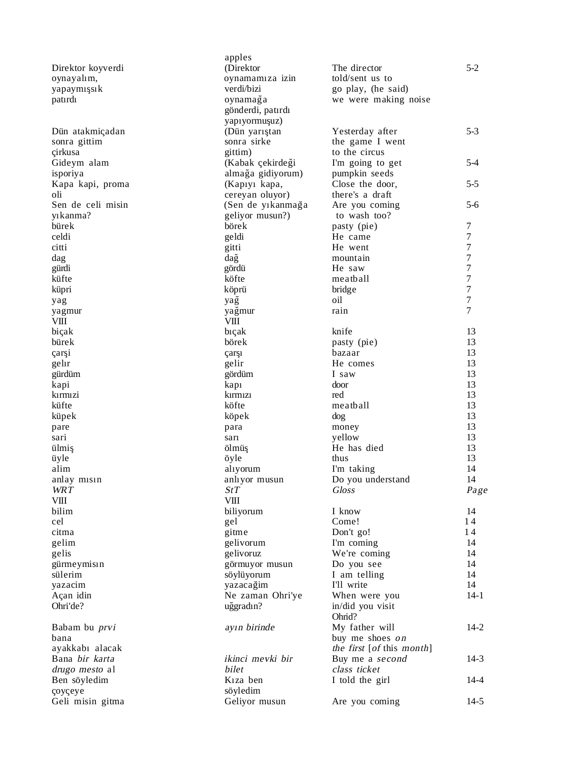| | | | |
|---|---|---|---|
| | apples | | |
| Direktor koyverdi oynayalım, yapaymışsık patırdı | (Direktor oynamamıza izin verdi/bizi oynamağa gönderdi, patırdı yapıyormuşuz) | The director told/sent us to go play, (he said) we were making noise | 5-2 |
| Dün atakmiçadan sonra gittim çirkusa | (Dün yarıştan sonra sirke gittim) | Yesterday after the game I went to the circus | 5-3 |
| Gideym alam isporiya | (Kabak çekirdeği almağa gidiyorum) | I'm going to get pumpkin seeds | 5-4 |
| Kapa kapi, proma oli | (Kapıyı kapa, cereyan oluyor) | Close the door, there's a draft | 5-5 |
| Sen de celi misin yıkanma? | (Sen de yıkanmağa geliyor musun?) | Are you coming to wash too? | 5-6 |
| bürek | börek | pasty (pie) | 7 |
| celdi | geldi | He came | 7 |
| citti | gitti | He went | 7 |
| dag | dağ | mountain | 7 |
| gürdi | gördü | He saw | 7 |
| küfte | köfte | meatball | 7 |
| küpri | köprü | bridge | 7 |
| yag | yağ | oil | 7 |
| yagmur | yağmur | rain | 7 |
| VIII | VIII | | |
| biçak | bıçak | knife | 13 |
| bürek | börek | pasty (pie) | 13 |
| çarşi | çarşı | bazaar | 13 |
| gelır | gelir | He comes | 13 |
| gürdüm | gördüm | I saw | 13 |
| kapi | kapı | door | 13 |
| kırmızi | kırmızı | red | 13 |
| küfte | köfte | meatball | 13 |
| küpek | köpek | dog | 13 |
| pare | para | money | 13 |
| sari | sarı | yellow | 13 |
| ülmiş | ölmüş | He has died | 13 |
| üyle | öyle | thus | 13 |
| alim | alıyorum | I'm taking | 14 |
| anlay mısın | anlıyor musun | Do you understand | 14 |
| *WRT* | *StT* | *Gloss* | *Page* |
| VIII | VIII | | |
| bilim | biliyorum | I know | 14 |
| cel | gel | Come! | 14 |
| citma | gitme | Don't go! | 14 |
| gelim | gelivorum | I'm coming | 14 |
| gelis | gelivoruz | We're coming | 14 |
| gürmeymisın | görmuyor musun | Do you see | 14 |
| sülerim | söylüyorum | I am telling | 14 |
| yazacim | yazacağim | I'll write | 14 |
| Açan idin Ohri'de? | Ne zaman Ohri'ye uğgradın? | When were you in/did you visit Ohrid? | 14-1 |
| Babam bu *prvi* bana ayakkabı alacak | *ayın birinde* | My father will buy me shoes *on the first* [*of* this *month*] | 14-2 |
| Bana *bir karta drugo mesto* al | *ikinci mevki bir bilet* | Buy me a *second class ticket* | 14-3 |
| Ben söyledim çoyçeye | Kıza ben söyledim | I told the girl | 14-4 |
| Geli misin gitma | Geliyor musun | Are you coming | 14-5 |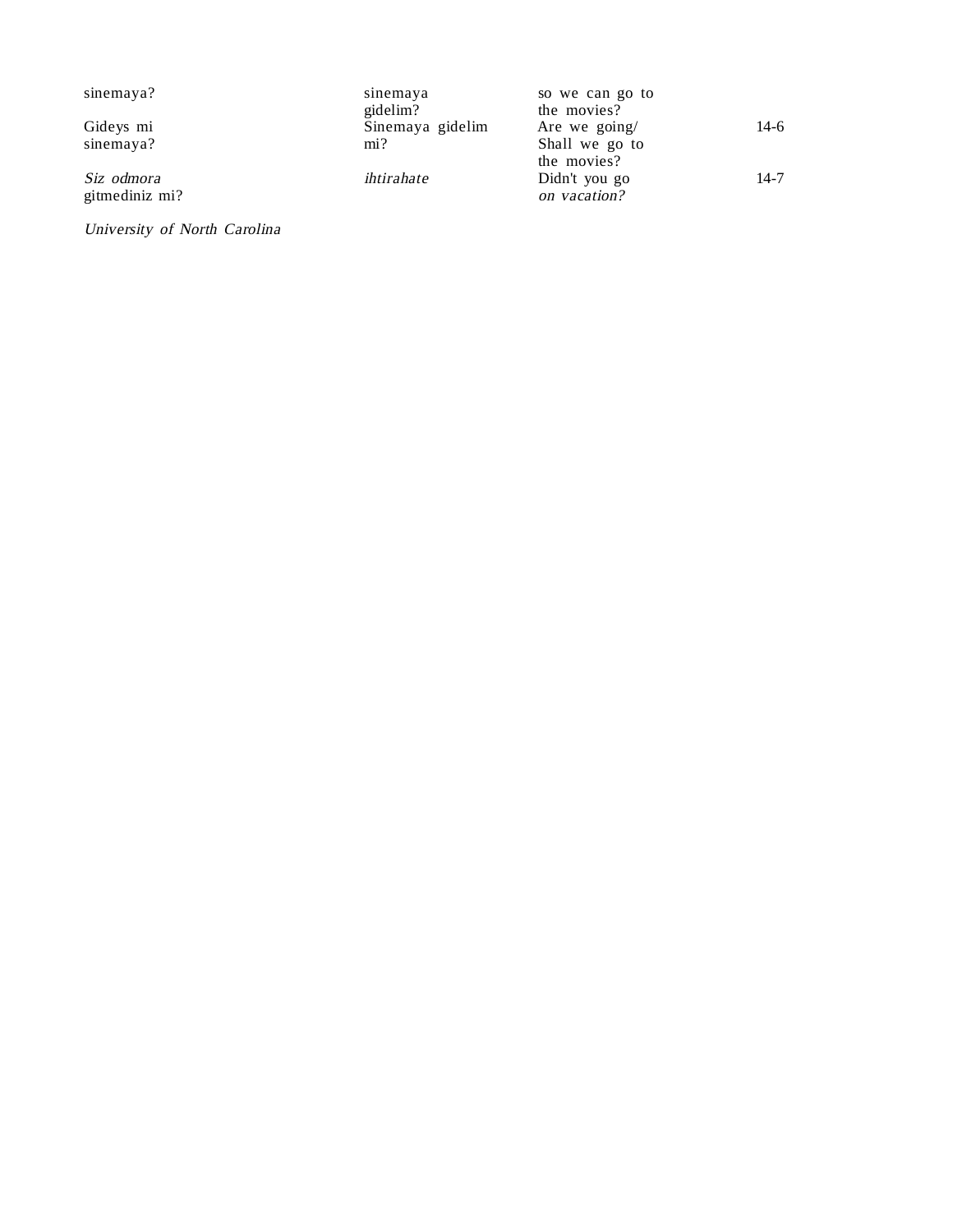| | | | |
|---|---|---|---|
| sinemaya? | sinemaya gidelim? | so we can go to the movies? | |
| Gideys mi sinemaya? | Sinemaya gidelim mi? | Are we going/ Shall we go to the movies? | 14-6 |
| *Siz odmora* gitmediniz mi? | *ihtirahate* | Didn't you go *on vacation?* | 14-7 |

*University of North Carolina*